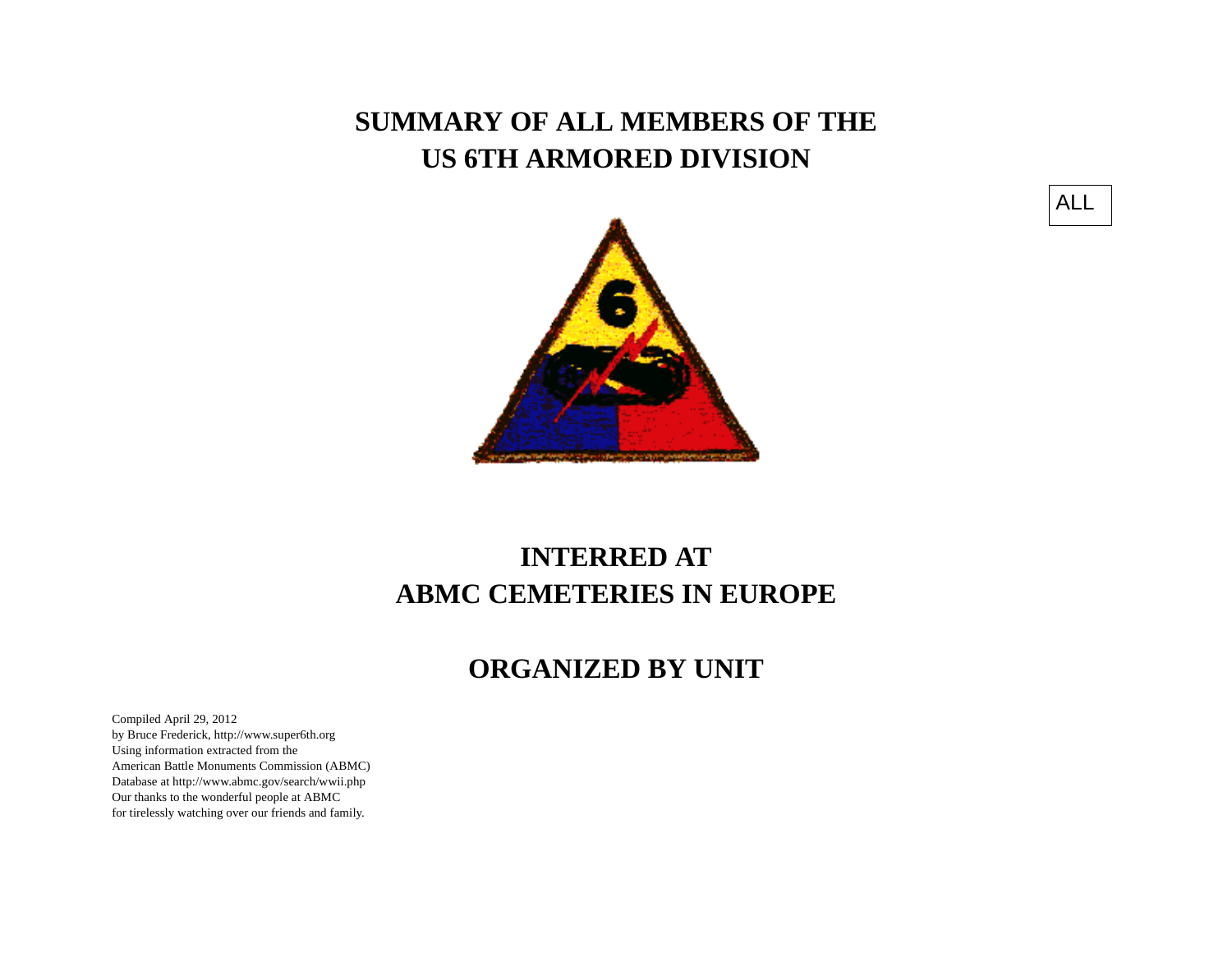# SUMMARY OF ALL MEMBERS OF THE US 6TH ARMORED DIVISION

ALL

# INTERRED AT ABMC CEMETERIES IN EUROPE

## ORGANIZED BY UNIT

Compiled April 29, 2012
by Bruce Frederick, http://www.super6th.org
Using information extracted from the
American Battle Monuments Commission (ABMC)
Database at http://www.abmc.gov/search/wwii.php
Our thanks to the wonderful people at ABMC
for tirelessly watching over our friends and family.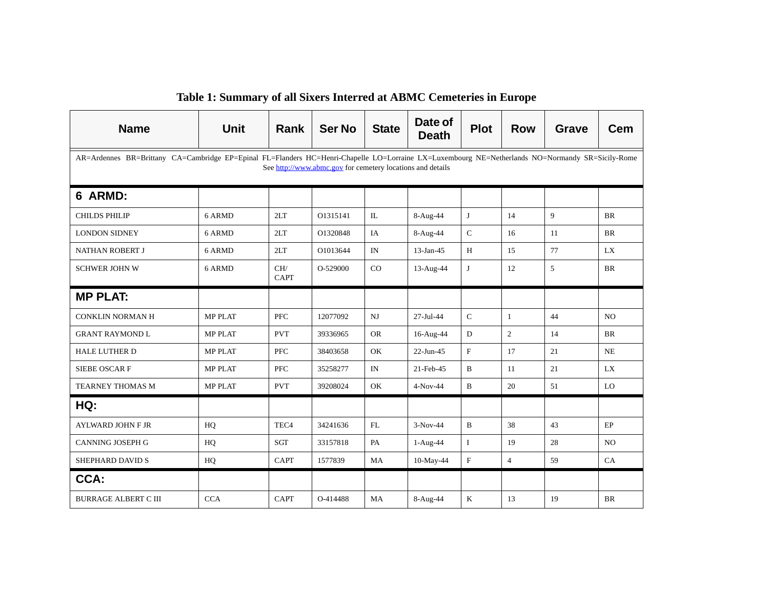**Table 1: Summary of all Sixers Interred at ABMC Cemeteries in Europe**

| Name | Unit | Rank | Ser No | State | Date of Death | Plot | Row | Grave | Cem |
|---|---|---|---|---|---|---|---|---|---|
| AR=Ardennes BR=Brittany CA=Cambridge EP=Epinal FL=Flanders HC=Henri-Chapelle LO=Lorraine LX=Luxembourg NE=Netherlands NO=Normandy SR=Sicily-Rome See http://www.abmc.gov for cemetery locations and details | | | | | | | | | |
| **6 ARMD:** | | | | | | | | | |
| CHILDS PHILIP | 6 ARMD | 2LT | O1315141 | IL | 8-Aug-44 | J | 14 | 9 | BR |
| LONDON SIDNEY | 6 ARMD | 2LT | O1320848 | IA | 8-Aug-44 | C | 16 | 11 | BR |
| NATHAN ROBERT J | 6 ARMD | 2LT | O1013644 | IN | 13-Jan-45 | H | 15 | 77 | LX |
| SCHWER JOHN W | 6 ARMD | CH/ CAPT | O-529000 | CO | 13-Aug-44 | J | 12 | 5 | BR |
| **MP PLAT:** | | | | | | | | | |
| CONKLIN NORMAN H | MP PLAT | PFC | 12077092 | NJ | 27-Jul-44 | C | 1 | 44 | NO |
| GRANT RAYMOND L | MP PLAT | PVT | 39336965 | OR | 16-Aug-44 | D | 2 | 14 | BR |
| HALE LUTHER D | MP PLAT | PFC | 38403658 | OK | 22-Jun-45 | F | 17 | 21 | NE |
| SIEBE OSCAR F | MP PLAT | PFC | 35258277 | IN | 21-Feb-45 | B | 11 | 21 | LX |
| TEARNEY THOMAS M | MP PLAT | PVT | 39208024 | OK | 4-Nov-44 | B | 20 | 51 | LO |
| **HQ:** | | | | | | | | | |
| AYLWARD JOHN F JR | HQ | TEC4 | 34241636 | FL | 3-Nov-44 | B | 38 | 43 | EP |
| CANNING JOSEPH G | HQ | SGT | 33157818 | PA | 1-Aug-44 | I | 19 | 28 | NO |
| SHEPHARD DAVID S | HQ | CAPT | 1577839 | MA | 10-May-44 | F | 4 | 59 | CA |
| **CCA:** | | | | | | | | | |
| BURRAGE ALBERT C III | CCA | CAPT | O-414488 | MA | 8-Aug-44 | K | 13 | 19 | BR |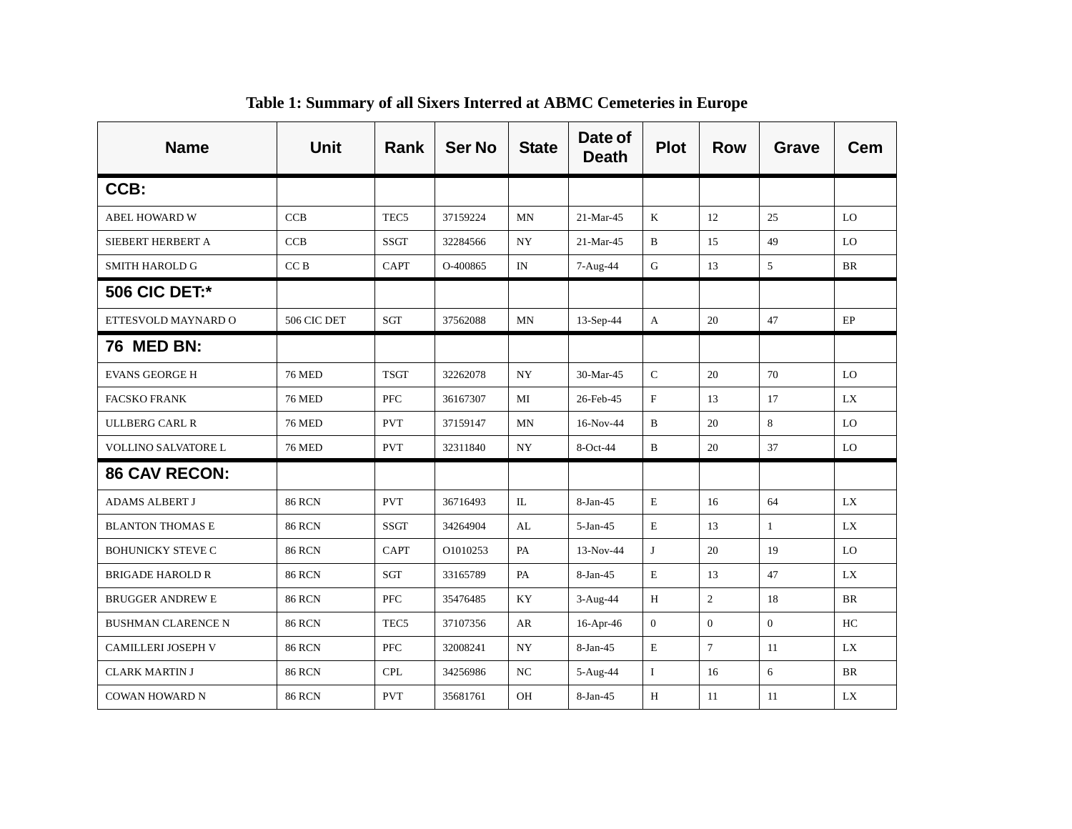**Table 1: Summary of all Sixers Interred at ABMC Cemeteries in Europe**

| Name | Unit | Rank | Ser No | State | Date of Death | Plot | Row | Grave | Cem |
|---|---|---|---|---|---|---|---|---|---|
| **CCB:** | | | | | | | | | |
| ABEL HOWARD W | CCB | TEC5 | 37159224 | MN | 21-Mar-45 | K | 12 | 25 | LO |
| SIEBERT HERBERT A | CCB | SSGT | 32284566 | NY | 21-Mar-45 | B | 15 | 49 | LO |
| SMITH HAROLD G | CC B | CAPT | O-400865 | IN | 7-Aug-44 | G | 13 | 5 | BR |
| **506 CIC DET:*** | | | | | | | | | |
| ETTESVOLD MAYNARD O | 506 CIC DET | SGT | 37562088 | MN | 13-Sep-44 | A | 20 | 47 | EP |
| **76 MED BN:** | | | | | | | | | |
| EVANS GEORGE H | 76 MED | TSGT | 32262078 | NY | 30-Mar-45 | C | 20 | 70 | LO |
| FACSKO FRANK | 76 MED | PFC | 36167307 | MI | 26-Feb-45 | F | 13 | 17 | LX |
| ULLBERG CARL R | 76 MED | PVT | 37159147 | MN | 16-Nov-44 | B | 20 | 8 | LO |
| VOLLINO SALVATORE L | 76 MED | PVT | 32311840 | NY | 8-Oct-44 | B | 20 | 37 | LO |
| **86 CAV RECON:** | | | | | | | | | |
| ADAMS ALBERT J | 86 RCN | PVT | 36716493 | IL | 8-Jan-45 | E | 16 | 64 | LX |
| BLANTON THOMAS E | 86 RCN | SSGT | 34264904 | AL | 5-Jan-45 | E | 13 | 1 | LX |
| BOHUNICKY STEVE C | 86 RCN | CAPT | O1010253 | PA | 13-Nov-44 | J | 20 | 19 | LO |
| BRIGADE HAROLD R | 86 RCN | SGT | 33165789 | PA | 8-Jan-45 | E | 13 | 47 | LX |
| BRUGGER ANDREW E | 86 RCN | PFC | 35476485 | KY | 3-Aug-44 | H | 2 | 18 | BR |
| BUSHMAN CLARENCE N | 86 RCN | TEC5 | 37107356 | AR | 16-Apr-46 | 0 | 0 | 0 | HC |
| CAMILLERI JOSEPH V | 86 RCN | PFC | 32008241 | NY | 8-Jan-45 | E | 7 | 11 | LX |
| CLARK MARTIN J | 86 RCN | CPL | 34256986 | NC | 5-Aug-44 | I | 16 | 6 | BR |
| COWAN HOWARD N | 86 RCN | PVT | 35681761 | OH | 8-Jan-45 | H | 11 | 11 | LX |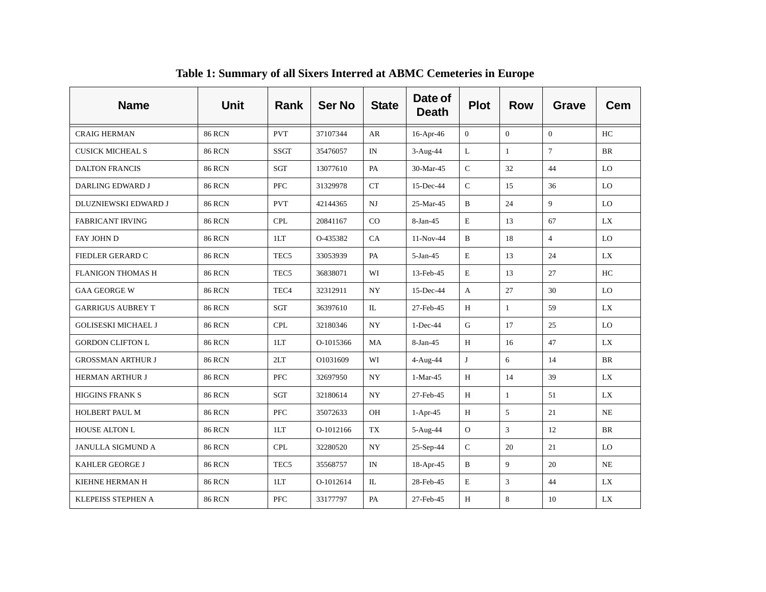**Table 1: Summary of all Sixers Interred at ABMC Cemeteries in Europe**

| Name | Unit | Rank | Ser No | State | Date of Death | Plot | Row | Grave | Cem |
|---|---|---|---|---|---|---|---|---|---|
| CRAIG HERMAN | 86 RCN | PVT | 37107344 | AR | 16-Apr-46 | 0 | 0 | 0 | HC |
| CUSICK MICHEAL S | 86 RCN | SSGT | 35476057 | IN | 3-Aug-44 | L | 1 | 7 | BR |
| DALTON FRANCIS | 86 RCN | SGT | 13077610 | PA | 30-Mar-45 | C | 32 | 44 | LO |
| DARLING EDWARD J | 86 RCN | PFC | 31329978 | CT | 15-Dec-44 | C | 15 | 36 | LO |
| DLUZNIEWSKI EDWARD J | 86 RCN | PVT | 42144365 | NJ | 25-Mar-45 | B | 24 | 9 | LO |
| FABRICANT IRVING | 86 RCN | CPL | 20841167 | CO | 8-Jan-45 | E | 13 | 67 | LX |
| FAY JOHN D | 86 RCN | 1LT | O-435382 | CA | 11-Nov-44 | B | 18 | 4 | LO |
| FIEDLER GERARD C | 86 RCN | TEC5 | 33053939 | PA | 5-Jan-45 | E | 13 | 24 | LX |
| FLANIGON THOMAS H | 86 RCN | TEC5 | 36838071 | WI | 13-Feb-45 | E | 13 | 27 | HC |
| GAA GEORGE W | 86 RCN | TEC4 | 32312911 | NY | 15-Dec-44 | A | 27 | 30 | LO |
| GARRIGUS AUBREY T | 86 RCN | SGT | 36397610 | IL | 27-Feb-45 | H | 1 | 59 | LX |
| GOLISESKI MICHAEL J | 86 RCN | CPL | 32180346 | NY | 1-Dec-44 | G | 17 | 25 | LO |
| GORDON CLIFTON L | 86 RCN | 1LT | O-1015366 | MA | 8-Jan-45 | H | 16 | 47 | LX |
| GROSSMAN ARTHUR J | 86 RCN | 2LT | O1031609 | WI | 4-Aug-44 | J | 6 | 14 | BR |
| HERMAN ARTHUR J | 86 RCN | PFC | 32697950 | NY | 1-Mar-45 | H | 14 | 39 | LX |
| HIGGINS FRANK S | 86 RCN | SGT | 32180614 | NY | 27-Feb-45 | H | 1 | 51 | LX |
| HOLBERT PAUL M | 86 RCN | PFC | 35072633 | OH | 1-Apr-45 | H | 5 | 21 | NE |
| HOUSE ALTON L | 86 RCN | 1LT | O-1012166 | TX | 5-Aug-44 | O | 3 | 12 | BR |
| JANULLA SIGMUND A | 86 RCN | CPL | 32280520 | NY | 25-Sep-44 | C | 20 | 21 | LO |
| KAHLER GEORGE J | 86 RCN | TEC5 | 35568757 | IN | 18-Apr-45 | B | 9 | 20 | NE |
| KIEHNE HERMAN H | 86 RCN | 1LT | O-1012614 | IL | 28-Feb-45 | E | 3 | 44 | LX |
| KLEPEISS STEPHEN A | 86 RCN | PFC | 33177797 | PA | 27-Feb-45 | H | 8 | 10 | LX |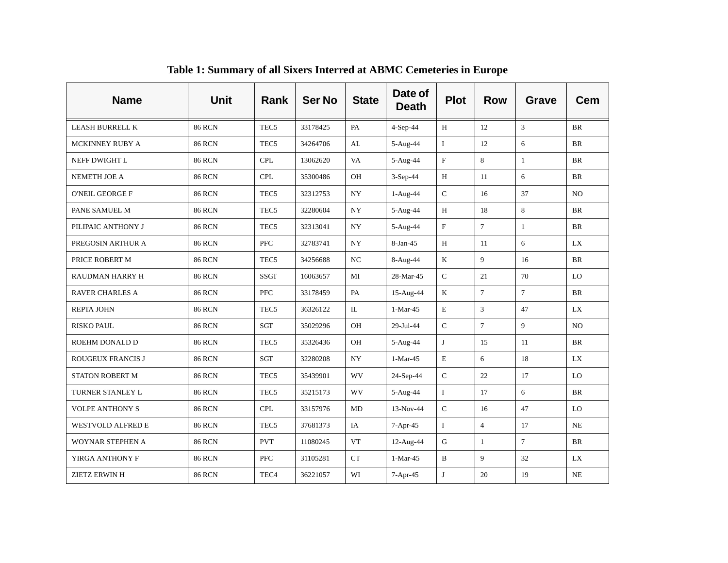**Table 1: Summary of all Sixers Interred at ABMC Cemeteries in Europe**

| Name | Unit | Rank | Ser No | State | Date of Death | Plot | Row | Grave | Cem |
|---|---|---|---|---|---|---|---|---|---|
| LEASH BURRELL K | 86 RCN | TEC5 | 33178425 | PA | 4-Sep-44 | H | 12 | 3 | BR |
| MCKINNEY RUBY A | 86 RCN | TEC5 | 34264706 | AL | 5-Aug-44 | I | 12 | 6 | BR |
| NEFF DWIGHT L | 86 RCN | CPL | 13062620 | VA | 5-Aug-44 | F | 8 | 1 | BR |
| NEMETH JOE A | 86 RCN | CPL | 35300486 | OH | 3-Sep-44 | H | 11 | 6 | BR |
| O'NEIL GEORGE F | 86 RCN | TEC5 | 32312753 | NY | 1-Aug-44 | C | 16 | 37 | NO |
| PANE SAMUEL M | 86 RCN | TEC5 | 32280604 | NY | 5-Aug-44 | H | 18 | 8 | BR |
| PILIPAIC ANTHONY J | 86 RCN | TEC5 | 32313041 | NY | 5-Aug-44 | F | 7 | 1 | BR |
| PREGOSIN ARTHUR A | 86 RCN | PFC | 32783741 | NY | 8-Jan-45 | H | 11 | 6 | LX |
| PRICE ROBERT M | 86 RCN | TEC5 | 34256688 | NC | 8-Aug-44 | K | 9 | 16 | BR |
| RAUDMAN HARRY H | 86 RCN | SSGT | 16063657 | MI | 28-Mar-45 | C | 21 | 70 | LO |
| RAVER CHARLES A | 86 RCN | PFC | 33178459 | PA | 15-Aug-44 | K | 7 | 7 | BR |
| REPTA JOHN | 86 RCN | TEC5 | 36326122 | IL | 1-Mar-45 | E | 3 | 47 | LX |
| RISKO PAUL | 86 RCN | SGT | 35029296 | OH | 29-Jul-44 | C | 7 | 9 | NO |
| ROEHM DONALD D | 86 RCN | TEC5 | 35326436 | OH | 5-Aug-44 | J | 15 | 11 | BR |
| ROUGEUX FRANCIS J | 86 RCN | SGT | 32280208 | NY | 1-Mar-45 | E | 6 | 18 | LX |
| STATON ROBERT M | 86 RCN | TEC5 | 35439901 | WV | 24-Sep-44 | C | 22 | 17 | LO |
| TURNER STANLEY L | 86 RCN | TEC5 | 35215173 | WV | 5-Aug-44 | I | 17 | 6 | BR |
| VOLPE ANTHONY S | 86 RCN | CPL | 33157976 | MD | 13-Nov-44 | C | 16 | 47 | LO |
| WESTVOLD ALFRED E | 86 RCN | TEC5 | 37681373 | IA | 7-Apr-45 | I | 4 | 17 | NE |
| WOYNAR STEPHEN A | 86 RCN | PVT | 11080245 | VT | 12-Aug-44 | G | 1 | 7 | BR |
| YIRGA ANTHONY F | 86 RCN | PFC | 31105281 | CT | 1-Mar-45 | B | 9 | 32 | LX |
| ZIETZ ERWIN H | 86 RCN | TEC4 | 36221057 | WI | 7-Apr-45 | J | 20 | 19 | NE |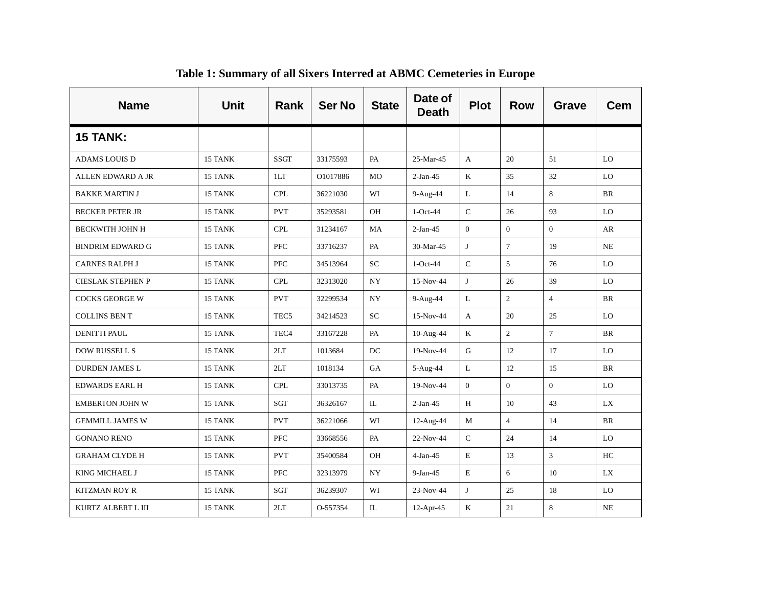**Table 1: Summary of all Sixers Interred at ABMC Cemeteries in Europe**

| Name | Unit | Rank | Ser No | State | Date of Death | Plot | Row | Grave | Cem |
|---|---|---|---|---|---|---|---|---|---|
| **15 TANK:** | | | | | | | | | |
| ADAMS LOUIS D | 15 TANK | SSGT | 33175593 | PA | 25-Mar-45 | A | 20 | 51 | LO |
| ALLEN EDWARD A JR | 15 TANK | 1LT | O1017886 | MO | 2-Jan-45 | K | 35 | 32 | LO |
| BAKKE MARTIN J | 15 TANK | CPL | 36221030 | WI | 9-Aug-44 | L | 14 | 8 | BR |
| BECKER PETER JR | 15 TANK | PVT | 35293581 | OH | 1-Oct-44 | C | 26 | 93 | LO |
| BECKWITH JOHN H | 15 TANK | CPL | 31234167 | MA | 2-Jan-45 | 0 | 0 | 0 | AR |
| BINDRIM EDWARD G | 15 TANK | PFC | 33716237 | PA | 30-Mar-45 | J | 7 | 19 | NE |
| CARNES RALPH J | 15 TANK | PFC | 34513964 | SC | 1-Oct-44 | C | 5 | 76 | LO |
| CIESLAK STEPHEN P | 15 TANK | CPL | 32313020 | NY | 15-Nov-44 | J | 26 | 39 | LO |
| COCKS GEORGE W | 15 TANK | PVT | 32299534 | NY | 9-Aug-44 | L | 2 | 4 | BR |
| COLLINS BEN T | 15 TANK | TEC5 | 34214523 | SC | 15-Nov-44 | A | 20 | 25 | LO |
| DENITTI PAUL | 15 TANK | TEC4 | 33167228 | PA | 10-Aug-44 | K | 2 | 7 | BR |
| DOW RUSSELL S | 15 TANK | 2LT | 1013684 | DC | 19-Nov-44 | G | 12 | 17 | LO |
| DURDEN JAMES L | 15 TANK | 2LT | 1018134 | GA | 5-Aug-44 | L | 12 | 15 | BR |
| EDWARDS EARL H | 15 TANK | CPL | 33013735 | PA | 19-Nov-44 | 0 | 0 | 0 | LO |
| EMBERTON JOHN W | 15 TANK | SGT | 36326167 | IL | 2-Jan-45 | H | 10 | 43 | LX |
| GEMMILL JAMES W | 15 TANK | PVT | 36221066 | WI | 12-Aug-44 | M | 4 | 14 | BR |
| GONANO RENO | 15 TANK | PFC | 33668556 | PA | 22-Nov-44 | C | 24 | 14 | LO |
| GRAHAM CLYDE H | 15 TANK | PVT | 35400584 | OH | 4-Jan-45 | E | 13 | 3 | HC |
| KING MICHAEL J | 15 TANK | PFC | 32313979 | NY | 9-Jan-45 | E | 6 | 10 | LX |
| KITZMAN ROY R | 15 TANK | SGT | 36239307 | WI | 23-Nov-44 | J | 25 | 18 | LO |
| KURTZ ALBERT L III | 15 TANK | 2LT | O-557354 | IL | 12-Apr-45 | K | 21 | 8 | NE |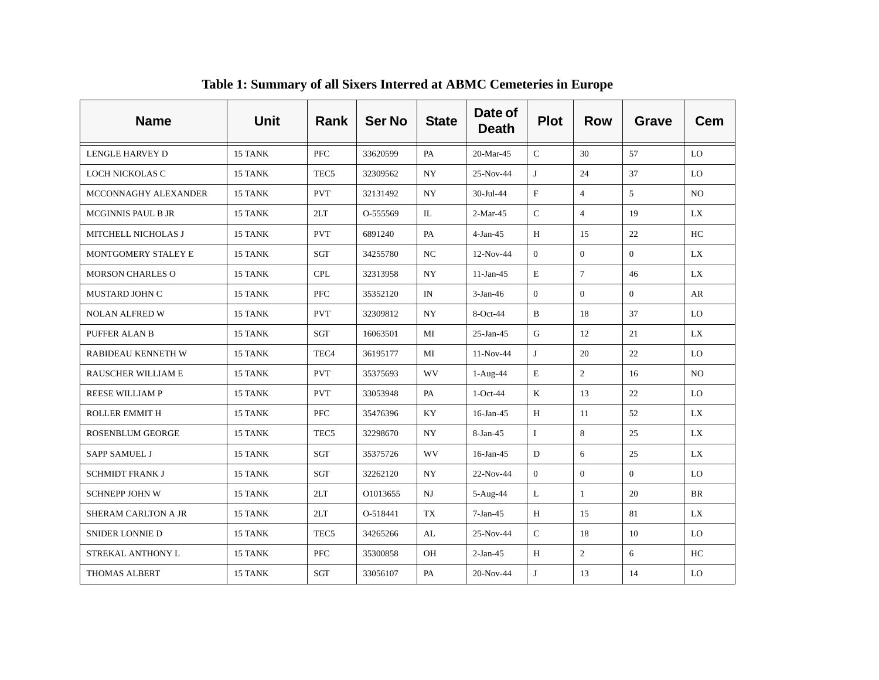**Table 1: Summary of all Sixers Interred at ABMC Cemeteries in Europe**

| Name | Unit | Rank | Ser No | State | Date of Death | Plot | Row | Grave | Cem |
|---|---|---|---|---|---|---|---|---|---|
| LENGLE HARVEY D | 15 TANK | PFC | 33620599 | PA | 20-Mar-45 | C | 30 | 57 | LO |
| LOCH NICKOLAS C | 15 TANK | TEC5 | 32309562 | NY | 25-Nov-44 | J | 24 | 37 | LO |
| MCCONNAGHY ALEXANDER | 15 TANK | PVT | 32131492 | NY | 30-Jul-44 | F | 4 | 5 | NO |
| MCGINNIS PAUL B JR | 15 TANK | 2LT | O-555569 | IL | 2-Mar-45 | C | 4 | 19 | LX |
| MITCHELL NICHOLAS J | 15 TANK | PVT | 6891240 | PA | 4-Jan-45 | H | 15 | 22 | HC |
| MONTGOMERY STALEY E | 15 TANK | SGT | 34255780 | NC | 12-Nov-44 | 0 | 0 | 0 | LX |
| MORSON CHARLES O | 15 TANK | CPL | 32313958 | NY | 11-Jan-45 | E | 7 | 46 | LX |
| MUSTARD JOHN C | 15 TANK | PFC | 35352120 | IN | 3-Jan-46 | 0 | 0 | 0 | AR |
| NOLAN ALFRED W | 15 TANK | PVT | 32309812 | NY | 8-Oct-44 | B | 18 | 37 | LO |
| PUFFER ALAN B | 15 TANK | SGT | 16063501 | MI | 25-Jan-45 | G | 12 | 21 | LX |
| RABIDEAU KENNETH W | 15 TANK | TEC4 | 36195177 | MI | 11-Nov-44 | J | 20 | 22 | LO |
| RAUSCHER WILLIAM E | 15 TANK | PVT | 35375693 | WV | 1-Aug-44 | E | 2 | 16 | NO |
| REESE WILLIAM P | 15 TANK | PVT | 33053948 | PA | 1-Oct-44 | K | 13 | 22 | LO |
| ROLLER EMMIT H | 15 TANK | PFC | 35476396 | KY | 16-Jan-45 | H | 11 | 52 | LX |
| ROSENBLUM GEORGE | 15 TANK | TEC5 | 32298670 | NY | 8-Jan-45 | I | 8 | 25 | LX |
| SAPP SAMUEL J | 15 TANK | SGT | 35375726 | WV | 16-Jan-45 | D | 6 | 25 | LX |
| SCHMIDT FRANK J | 15 TANK | SGT | 32262120 | NY | 22-Nov-44 | 0 | 0 | 0 | LO |
| SCHNEPP JOHN W | 15 TANK | 2LT | O1013655 | NJ | 5-Aug-44 | L | 1 | 20 | BR |
| SHERAM CARLTON A JR | 15 TANK | 2LT | O-518441 | TX | 7-Jan-45 | H | 15 | 81 | LX |
| SNIDER LONNIE D | 15 TANK | TEC5 | 34265266 | AL | 25-Nov-44 | C | 18 | 10 | LO |
| STREKAL ANTHONY L | 15 TANK | PFC | 35300858 | OH | 2-Jan-45 | H | 2 | 6 | HC |
| THOMAS ALBERT | 15 TANK | SGT | 33056107 | PA | 20-Nov-44 | J | 13 | 14 | LO |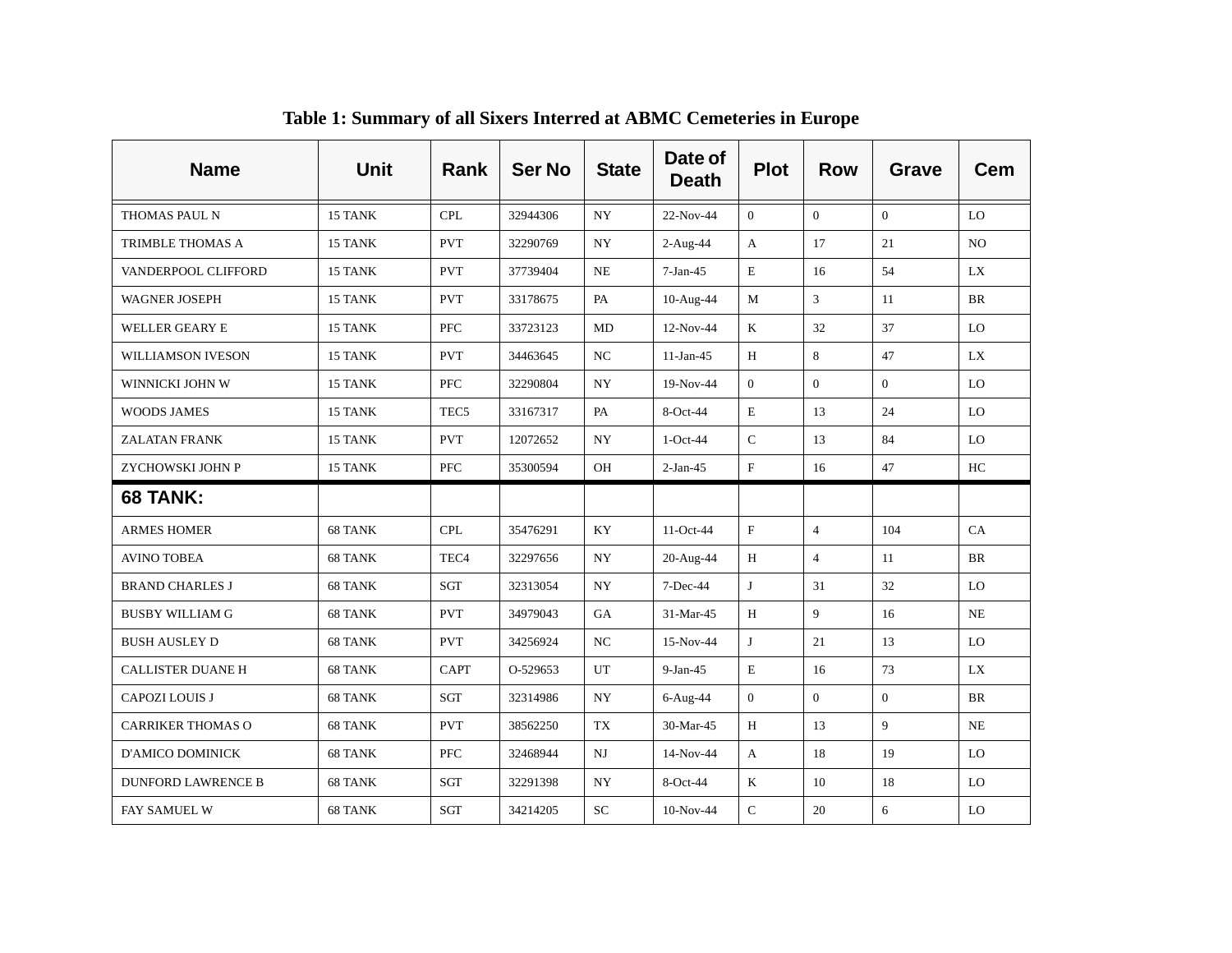**Table 1: Summary of all Sixers Interred at ABMC Cemeteries in Europe**

| Name | Unit | Rank | Ser No | State | Date of Death | Plot | Row | Grave | Cem |
|---|---|---|---|---|---|---|---|---|---|
| THOMAS PAUL N | 15 TANK | CPL | 32944306 | NY | 22-Nov-44 | 0 | 0 | 0 | LO |
| TRIMBLE THOMAS A | 15 TANK | PVT | 32290769 | NY | 2-Aug-44 | A | 17 | 21 | NO |
| VANDERPOOL CLIFFORD | 15 TANK | PVT | 37739404 | NE | 7-Jan-45 | E | 16 | 54 | LX |
| WAGNER JOSEPH | 15 TANK | PVT | 33178675 | PA | 10-Aug-44 | M | 3 | 11 | BR |
| WELLER GEARY E | 15 TANK | PFC | 33723123 | MD | 12-Nov-44 | K | 32 | 37 | LO |
| WILLIAMSON IVESON | 15 TANK | PVT | 34463645 | NC | 11-Jan-45 | H | 8 | 47 | LX |
| WINNICKI JOHN W | 15 TANK | PFC | 32290804 | NY | 19-Nov-44 | 0 | 0 | 0 | LO |
| WOODS JAMES | 15 TANK | TEC5 | 33167317 | PA | 8-Oct-44 | E | 13 | 24 | LO |
| ZALATAN FRANK | 15 TANK | PVT | 12072652 | NY | 1-Oct-44 | C | 13 | 84 | LO |
| ZYCHOWSKI JOHN P | 15 TANK | PFC | 35300594 | OH | 2-Jan-45 | F | 16 | 47 | HC |
| **68 TANK:** | | | | | | | | | |
| ARMES HOMER | 68 TANK | CPL | 35476291 | KY | 11-Oct-44 | F | 4 | 104 | CA |
| AVINO TOBEA | 68 TANK | TEC4 | 32297656 | NY | 20-Aug-44 | H | 4 | 11 | BR |
| BRAND CHARLES J | 68 TANK | SGT | 32313054 | NY | 7-Dec-44 | J | 31 | 32 | LO |
| BUSBY WILLIAM G | 68 TANK | PVT | 34979043 | GA | 31-Mar-45 | H | 9 | 16 | NE |
| BUSH AUSLEY D | 68 TANK | PVT | 34256924 | NC | 15-Nov-44 | J | 21 | 13 | LO |
| CALLISTER DUANE H | 68 TANK | CAPT | O-529653 | UT | 9-Jan-45 | E | 16 | 73 | LX |
| CAPOZI LOUIS J | 68 TANK | SGT | 32314986 | NY | 6-Aug-44 | 0 | 0 | 0 | BR |
| CARRIKER THOMAS O | 68 TANK | PVT | 38562250 | TX | 30-Mar-45 | H | 13 | 9 | NE |
| D'AMICO DOMINICK | 68 TANK | PFC | 32468944 | NJ | 14-Nov-44 | A | 18 | 19 | LO |
| DUNFORD LAWRENCE B | 68 TANK | SGT | 32291398 | NY | 8-Oct-44 | K | 10 | 18 | LO |
| FAY SAMUEL W | 68 TANK | SGT | 34214205 | SC | 10-Nov-44 | C | 20 | 6 | LO |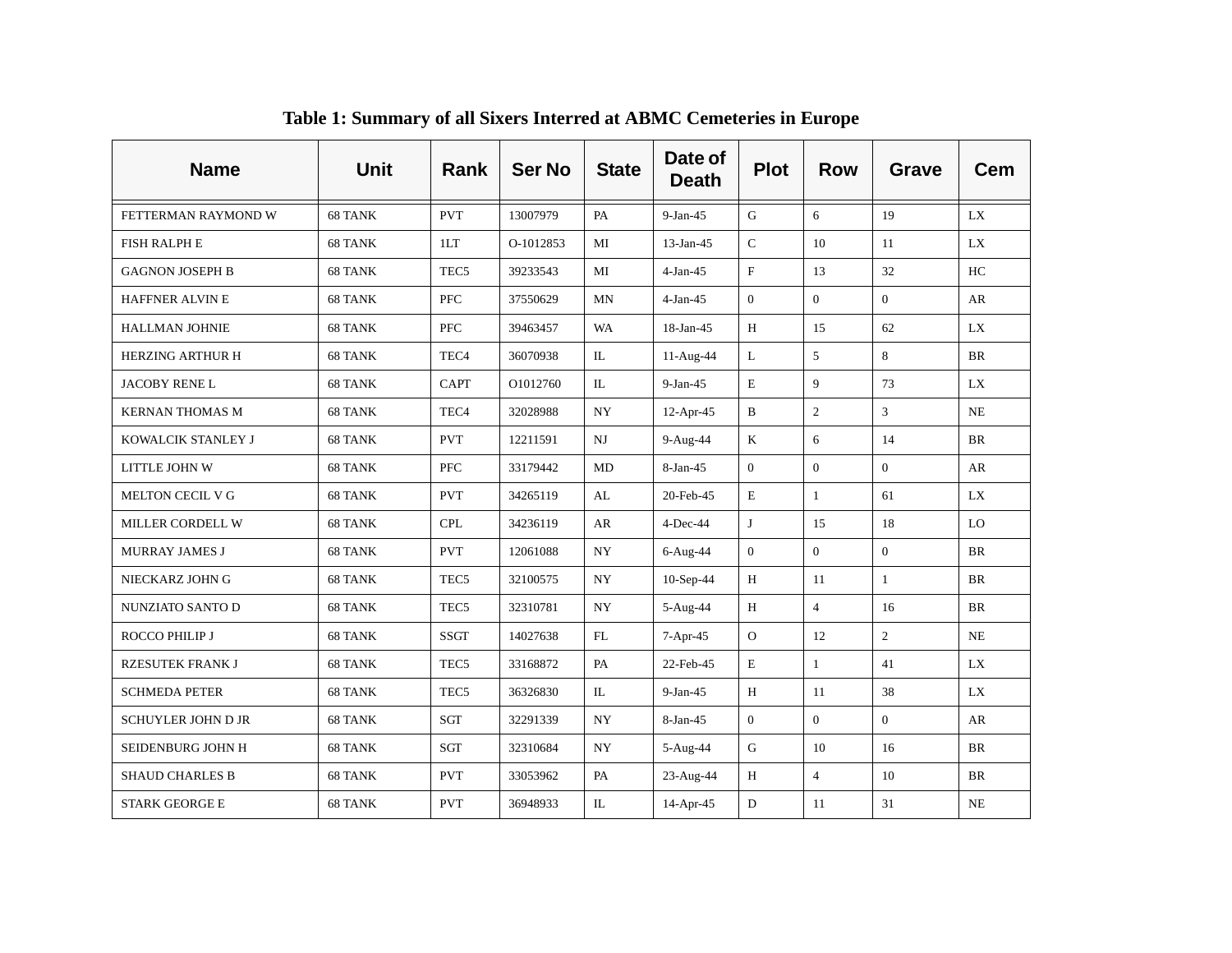**Table 1: Summary of all Sixers Interred at ABMC Cemeteries in Europe**

| Name | Unit | Rank | Ser No | State | Date of Death | Plot | Row | Grave | Cem |
|---|---|---|---|---|---|---|---|---|---|
| FETTERMAN RAYMOND W | 68 TANK | PVT | 13007979 | PA | 9-Jan-45 | G | 6 | 19 | LX |
| FISH RALPH E | 68 TANK | 1LT | O-1012853 | MI | 13-Jan-45 | C | 10 | 11 | LX |
| GAGNON JOSEPH B | 68 TANK | TEC5 | 39233543 | MI | 4-Jan-45 | F | 13 | 32 | HC |
| HAFFNER ALVIN E | 68 TANK | PFC | 37550629 | MN | 4-Jan-45 | 0 | 0 | 0 | AR |
| HALLMAN JOHNIE | 68 TANK | PFC | 39463457 | WA | 18-Jan-45 | H | 15 | 62 | LX |
| HERZING ARTHUR H | 68 TANK | TEC4 | 36070938 | IL | 11-Aug-44 | L | 5 | 8 | BR |
| JACOBY RENE L | 68 TANK | CAPT | O1012760 | IL | 9-Jan-45 | E | 9 | 73 | LX |
| KERNAN THOMAS M | 68 TANK | TEC4 | 32028988 | NY | 12-Apr-45 | B | 2 | 3 | NE |
| KOWALCIK STANLEY J | 68 TANK | PVT | 12211591 | NJ | 9-Aug-44 | K | 6 | 14 | BR |
| LITTLE JOHN W | 68 TANK | PFC | 33179442 | MD | 8-Jan-45 | 0 | 0 | 0 | AR |
| MELTON CECIL V G | 68 TANK | PVT | 34265119 | AL | 20-Feb-45 | E | 1 | 61 | LX |
| MILLER CORDELL W | 68 TANK | CPL | 34236119 | AR | 4-Dec-44 | J | 15 | 18 | LO |
| MURRAY JAMES J | 68 TANK | PVT | 12061088 | NY | 6-Aug-44 | 0 | 0 | 0 | BR |
| NIECKARZ JOHN G | 68 TANK | TEC5 | 32100575 | NY | 10-Sep-44 | H | 11 | 1 | BR |
| NUNZIATO SANTO D | 68 TANK | TEC5 | 32310781 | NY | 5-Aug-44 | H | 4 | 16 | BR |
| ROCCO PHILIP J | 68 TANK | SSGT | 14027638 | FL | 7-Apr-45 | O | 12 | 2 | NE |
| RZESUTEK FRANK J | 68 TANK | TEC5 | 33168872 | PA | 22-Feb-45 | E | 1 | 41 | LX |
| SCHMEDA PETER | 68 TANK | TEC5 | 36326830 | IL | 9-Jan-45 | H | 11 | 38 | LX |
| SCHUYLER JOHN D JR | 68 TANK | SGT | 32291339 | NY | 8-Jan-45 | 0 | 0 | 0 | AR |
| SEIDENBURG JOHN H | 68 TANK | SGT | 32310684 | NY | 5-Aug-44 | G | 10 | 16 | BR |
| SHAUD CHARLES B | 68 TANK | PVT | 33053962 | PA | 23-Aug-44 | H | 4 | 10 | BR |
| STARK GEORGE E | 68 TANK | PVT | 36948933 | IL | 14-Apr-45 | D | 11 | 31 | NE |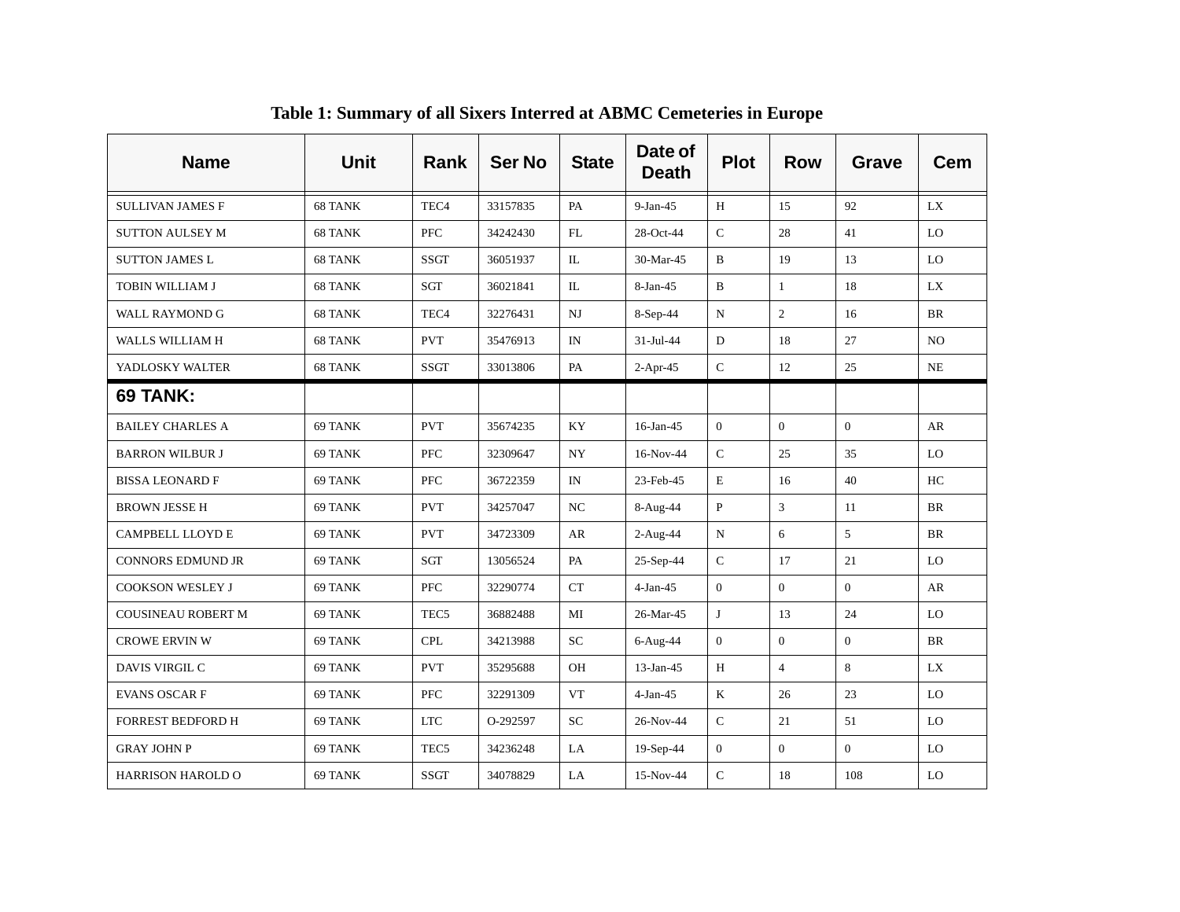**Table 1: Summary of all Sixers Interred at ABMC Cemeteries in Europe**

| Name | Unit | Rank | Ser No | State | Date of Death | Plot | Row | Grave | Cem |
|---|---|---|---|---|---|---|---|---|---|
| SULLIVAN JAMES F | 68 TANK | TEC4 | 33157835 | PA | 9-Jan-45 | H | 15 | 92 | LX |
| SUTTON AULSEY M | 68 TANK | PFC | 34242430 | FL | 28-Oct-44 | C | 28 | 41 | LO |
| SUTTON JAMES L | 68 TANK | SSGT | 36051937 | IL | 30-Mar-45 | B | 19 | 13 | LO |
| TOBIN WILLIAM J | 68 TANK | SGT | 36021841 | IL | 8-Jan-45 | B | 1 | 18 | LX |
| WALL RAYMOND G | 68 TANK | TEC4 | 32276431 | NJ | 8-Sep-44 | N | 2 | 16 | BR |
| WALLS WILLIAM H | 68 TANK | PVT | 35476913 | IN | 31-Jul-44 | D | 18 | 27 | NO |
| YADLOSKY WALTER | 68 TANK | SSGT | 33013806 | PA | 2-Apr-45 | C | 12 | 25 | NE |
| **69 TANK:** | | | | | | | | | |
| BAILEY CHARLES A | 69 TANK | PVT | 35674235 | KY | 16-Jan-45 | 0 | 0 | 0 | AR |
| BARRON WILBUR J | 69 TANK | PFC | 32309647 | NY | 16-Nov-44 | C | 25 | 35 | LO |
| BISSA LEONARD F | 69 TANK | PFC | 36722359 | IN | 23-Feb-45 | E | 16 | 40 | HC |
| BROWN JESSE H | 69 TANK | PVT | 34257047 | NC | 8-Aug-44 | P | 3 | 11 | BR |
| CAMPBELL LLOYD E | 69 TANK | PVT | 34723309 | AR | 2-Aug-44 | N | 6 | 5 | BR |
| CONNORS EDMUND JR | 69 TANK | SGT | 13056524 | PA | 25-Sep-44 | C | 17 | 21 | LO |
| COOKSON WESLEY J | 69 TANK | PFC | 32290774 | CT | 4-Jan-45 | 0 | 0 | 0 | AR |
| COUSINEAU ROBERT M | 69 TANK | TEC5 | 36882488 | MI | 26-Mar-45 | J | 13 | 24 | LO |
| CROWE ERVIN W | 69 TANK | CPL | 34213988 | SC | 6-Aug-44 | 0 | 0 | 0 | BR |
| DAVIS VIRGIL C | 69 TANK | PVT | 35295688 | OH | 13-Jan-45 | H | 4 | 8 | LX |
| EVANS OSCAR F | 69 TANK | PFC | 32291309 | VT | 4-Jan-45 | K | 26 | 23 | LO |
| FORREST BEDFORD H | 69 TANK | LTC | O-292597 | SC | 26-Nov-44 | C | 21 | 51 | LO |
| GRAY JOHN P | 69 TANK | TEC5 | 34236248 | LA | 19-Sep-44 | 0 | 0 | 0 | LO |
| HARRISON HAROLD O | 69 TANK | SSGT | 34078829 | LA | 15-Nov-44 | C | 18 | 108 | LO |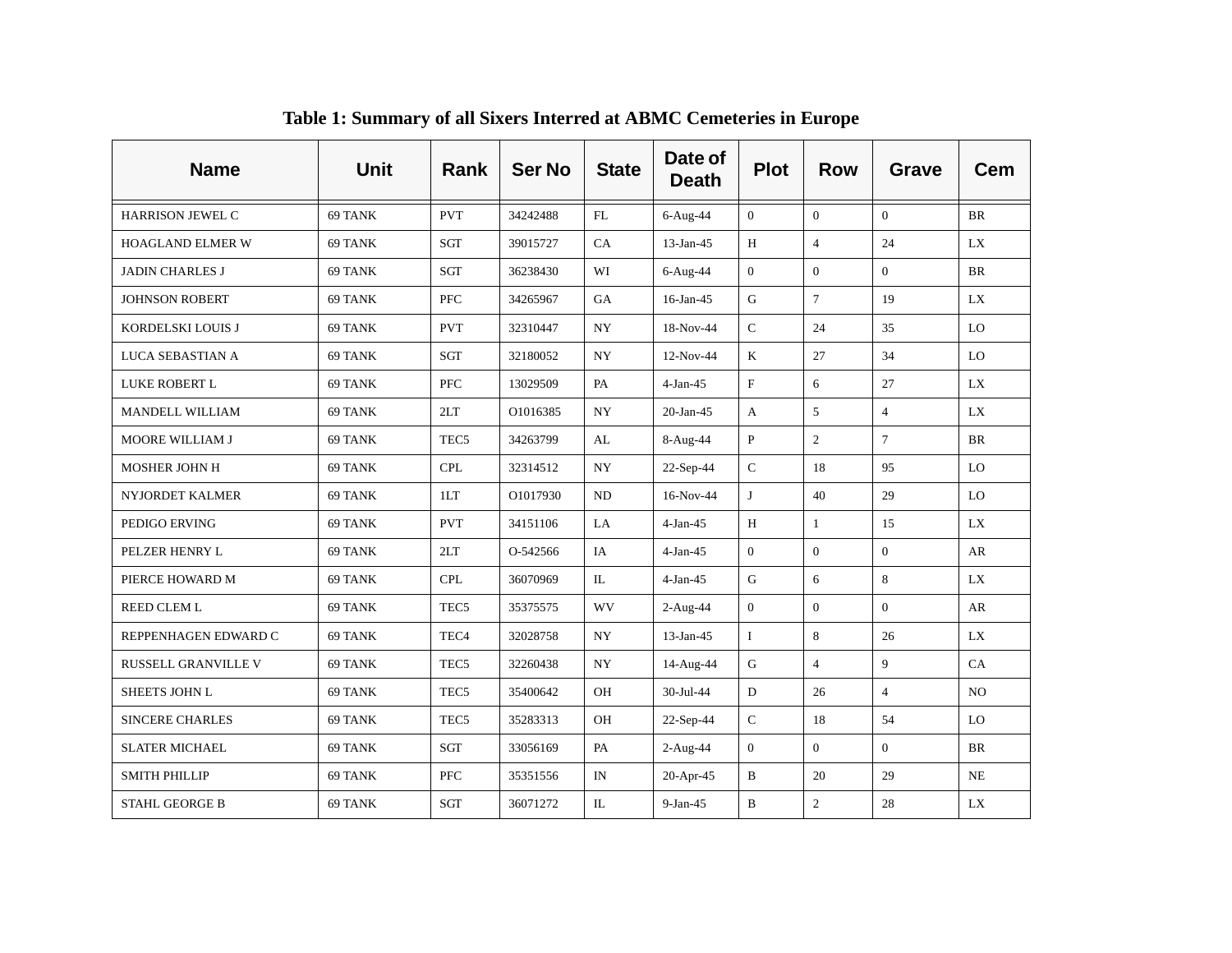**Table 1: Summary of all Sixers Interred at ABMC Cemeteries in Europe**

| Name | Unit | Rank | Ser No | State | Date of Death | Plot | Row | Grave | Cem |
|---|---|---|---|---|---|---|---|---|---|
| HARRISON JEWEL C | 69 TANK | PVT | 34242488 | FL | 6-Aug-44 | 0 | 0 | 0 | BR |
| HOAGLAND ELMER W | 69 TANK | SGT | 39015727 | CA | 13-Jan-45 | H | 4 | 24 | LX |
| JADIN CHARLES J | 69 TANK | SGT | 36238430 | WI | 6-Aug-44 | 0 | 0 | 0 | BR |
| JOHNSON ROBERT | 69 TANK | PFC | 34265967 | GA | 16-Jan-45 | G | 7 | 19 | LX |
| KORDELSKI LOUIS J | 69 TANK | PVT | 32310447 | NY | 18-Nov-44 | C | 24 | 35 | LO |
| LUCA SEBASTIAN A | 69 TANK | SGT | 32180052 | NY | 12-Nov-44 | K | 27 | 34 | LO |
| LUKE ROBERT L | 69 TANK | PFC | 13029509 | PA | 4-Jan-45 | F | 6 | 27 | LX |
| MANDELL WILLIAM | 69 TANK | 2LT | O1016385 | NY | 20-Jan-45 | A | 5 | 4 | LX |
| MOORE WILLIAM J | 69 TANK | TEC5 | 34263799 | AL | 8-Aug-44 | P | 2 | 7 | BR |
| MOSHER JOHN H | 69 TANK | CPL | 32314512 | NY | 22-Sep-44 | C | 18 | 95 | LO |
| NYJORDET KALMER | 69 TANK | 1LT | O1017930 | ND | 16-Nov-44 | J | 40 | 29 | LO |
| PEDIGO ERVING | 69 TANK | PVT | 34151106 | LA | 4-Jan-45 | H | 1 | 15 | LX |
| PELZER HENRY L | 69 TANK | 2LT | O-542566 | IA | 4-Jan-45 | 0 | 0 | 0 | AR |
| PIERCE HOWARD M | 69 TANK | CPL | 36070969 | IL | 4-Jan-45 | G | 6 | 8 | LX |
| REED CLEM L | 69 TANK | TEC5 | 35375575 | WV | 2-Aug-44 | 0 | 0 | 0 | AR |
| REPPENHAGEN EDWARD C | 69 TANK | TEC4 | 32028758 | NY | 13-Jan-45 | I | 8 | 26 | LX |
| RUSSELL GRANVILLE V | 69 TANK | TEC5 | 32260438 | NY | 14-Aug-44 | G | 4 | 9 | CA |
| SHEETS JOHN L | 69 TANK | TEC5 | 35400642 | OH | 30-Jul-44 | D | 26 | 4 | NO |
| SINCERE CHARLES | 69 TANK | TEC5 | 35283313 | OH | 22-Sep-44 | C | 18 | 54 | LO |
| SLATER MICHAEL | 69 TANK | SGT | 33056169 | PA | 2-Aug-44 | 0 | 0 | 0 | BR |
| SMITH PHILLIP | 69 TANK | PFC | 35351556 | IN | 20-Apr-45 | B | 20 | 29 | NE |
| STAHL GEORGE B | 69 TANK | SGT | 36071272 | IL | 9-Jan-45 | B | 2 | 28 | LX |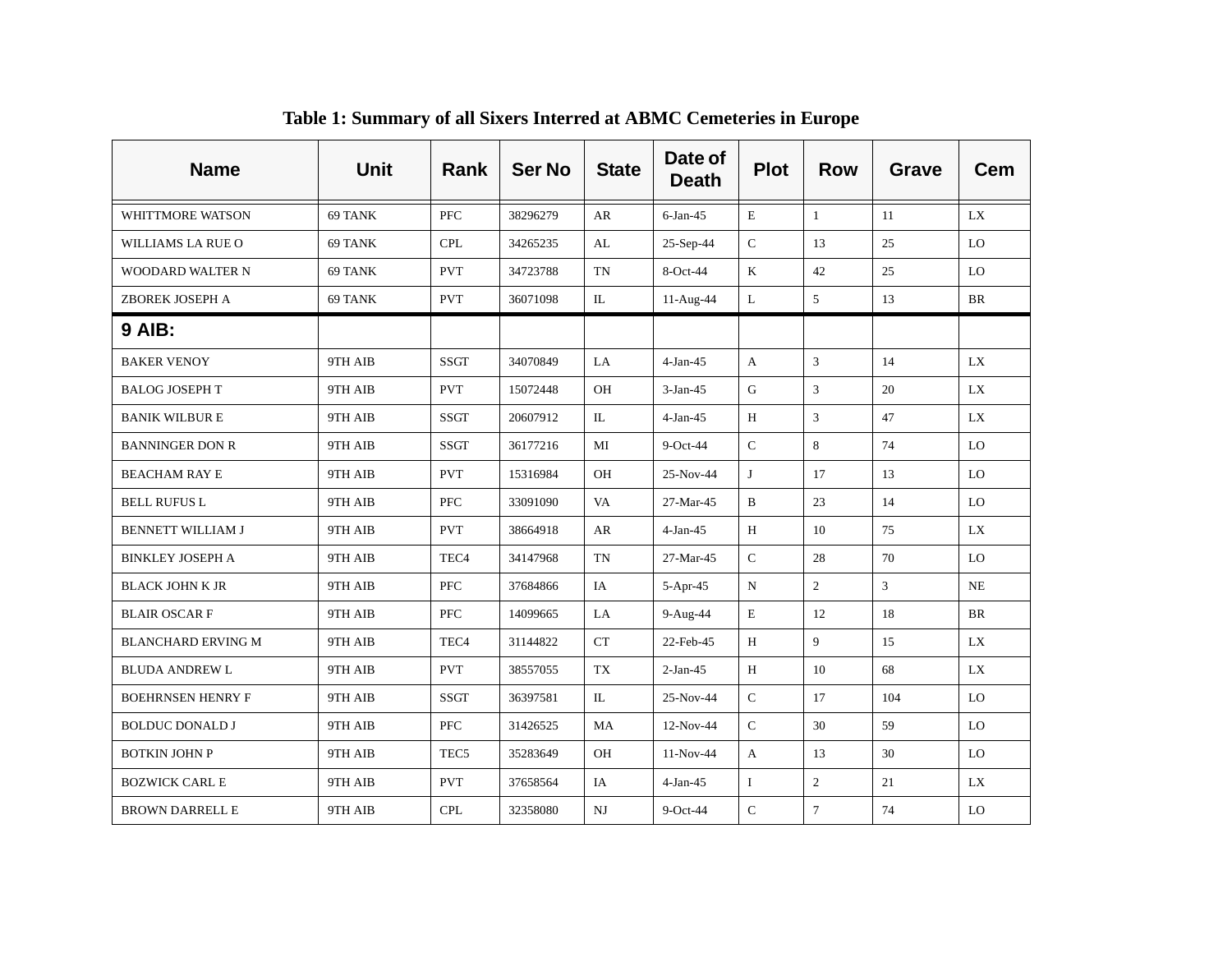**Table 1: Summary of all Sixers Interred at ABMC Cemeteries in Europe**

| Name | Unit | Rank | Ser No | State | Date of Death | Plot | Row | Grave | Cem |
|---|---|---|---|---|---|---|---|---|---|
| WHITTMORE WATSON | 69 TANK | PFC | 38296279 | AR | 6-Jan-45 | E | 1 | 11 | LX |
| WILLIAMS LA RUE O | 69 TANK | CPL | 34265235 | AL | 25-Sep-44 | C | 13 | 25 | LO |
| WOODARD WALTER N | 69 TANK | PVT | 34723788 | TN | 8-Oct-44 | K | 42 | 25 | LO |
| ZBOREK JOSEPH A | 69 TANK | PVT | 36071098 | IL | 11-Aug-44 | L | 5 | 13 | BR |
| **9 AIB:** | | | | | | | | | |
| BAKER VENOY | 9TH AIB | SSGT | 34070849 | LA | 4-Jan-45 | A | 3 | 14 | LX |
| BALOG JOSEPH T | 9TH AIB | PVT | 15072448 | OH | 3-Jan-45 | G | 3 | 20 | LX |
| BANIK WILBUR E | 9TH AIB | SSGT | 20607912 | IL | 4-Jan-45 | H | 3 | 47 | LX |
| BANNINGER DON R | 9TH AIB | SSGT | 36177216 | MI | 9-Oct-44 | C | 8 | 74 | LO |
| BEACHAM RAY E | 9TH AIB | PVT | 15316984 | OH | 25-Nov-44 | J | 17 | 13 | LO |
| BELL RUFUS L | 9TH AIB | PFC | 33091090 | VA | 27-Mar-45 | B | 23 | 14 | LO |
| BENNETT WILLIAM J | 9TH AIB | PVT | 38664918 | AR | 4-Jan-45 | H | 10 | 75 | LX |
| BINKLEY JOSEPH A | 9TH AIB | TEC4 | 34147968 | TN | 27-Mar-45 | C | 28 | 70 | LO |
| BLACK JOHN K JR | 9TH AIB | PFC | 37684866 | IA | 5-Apr-45 | N | 2 | 3 | NE |
| BLAIR OSCAR F | 9TH AIB | PFC | 14099665 | LA | 9-Aug-44 | E | 12 | 18 | BR |
| BLANCHARD ERVING M | 9TH AIB | TEC4 | 31144822 | CT | 22-Feb-45 | H | 9 | 15 | LX |
| BLUDA ANDREW L | 9TH AIB | PVT | 38557055 | TX | 2-Jan-45 | H | 10 | 68 | LX |
| BOEHRNSEN HENRY F | 9TH AIB | SSGT | 36397581 | IL | 25-Nov-44 | C | 17 | 104 | LO |
| BOLDUC DONALD J | 9TH AIB | PFC | 31426525 | MA | 12-Nov-44 | C | 30 | 59 | LO |
| BOTKIN JOHN P | 9TH AIB | TEC5 | 35283649 | OH | 11-Nov-44 | A | 13 | 30 | LO |
| BOZWICK CARL E | 9TH AIB | PVT | 37658564 | IA | 4-Jan-45 | I | 2 | 21 | LX |
| BROWN DARRELL E | 9TH AIB | CPL | 32358080 | NJ | 9-Oct-44 | C | 7 | 74 | LO |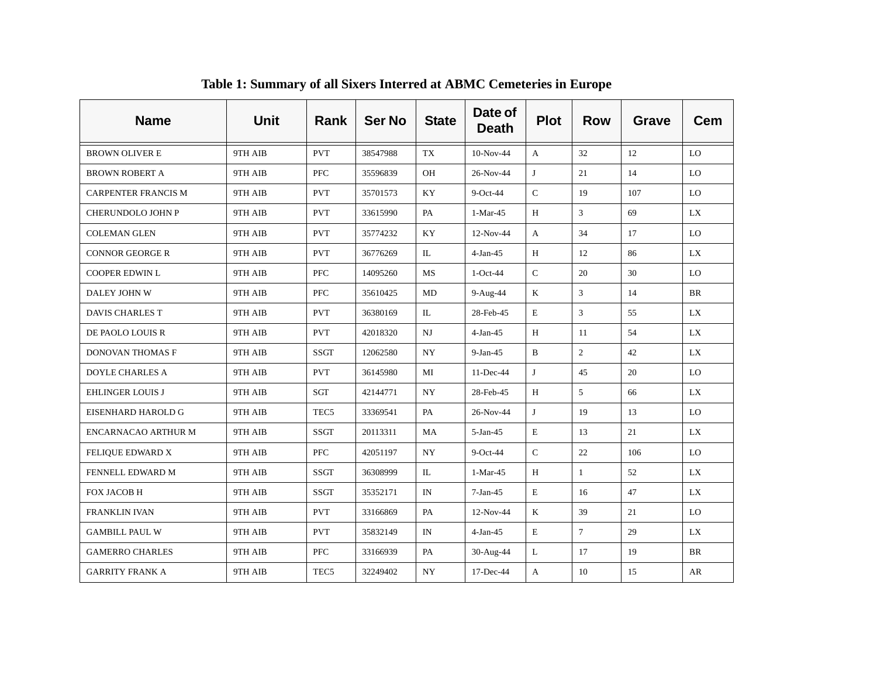**Table 1: Summary of all Sixers Interred at ABMC Cemeteries in Europe**

| Name | Unit | Rank | Ser No | State | Date of Death | Plot | Row | Grave | Cem |
|---|---|---|---|---|---|---|---|---|---|
| BROWN OLIVER E | 9TH AIB | PVT | 38547988 | TX | 10-Nov-44 | A | 32 | 12 | LO |
| BROWN ROBERT A | 9TH AIB | PFC | 35596839 | OH | 26-Nov-44 | J | 21 | 14 | LO |
| CARPENTER FRANCIS M | 9TH AIB | PVT | 35701573 | KY | 9-Oct-44 | C | 19 | 107 | LO |
| CHERUNDOLO JOHN P | 9TH AIB | PVT | 33615990 | PA | 1-Mar-45 | H | 3 | 69 | LX |
| COLEMAN GLEN | 9TH AIB | PVT | 35774232 | KY | 12-Nov-44 | A | 34 | 17 | LO |
| CONNOR GEORGE R | 9TH AIB | PVT | 36776269 | IL | 4-Jan-45 | H | 12 | 86 | LX |
| COOPER EDWIN L | 9TH AIB | PFC | 14095260 | MS | 1-Oct-44 | C | 20 | 30 | LO |
| DALEY JOHN W | 9TH AIB | PFC | 35610425 | MD | 9-Aug-44 | K | 3 | 14 | BR |
| DAVIS CHARLES T | 9TH AIB | PVT | 36380169 | IL | 28-Feb-45 | E | 3 | 55 | LX |
| DE PAOLO LOUIS R | 9TH AIB | PVT | 42018320 | NJ | 4-Jan-45 | H | 11 | 54 | LX |
| DONOVAN THOMAS F | 9TH AIB | SSGT | 12062580 | NY | 9-Jan-45 | B | 2 | 42 | LX |
| DOYLE CHARLES A | 9TH AIB | PVT | 36145980 | MI | 11-Dec-44 | J | 45 | 20 | LO |
| EHLINGER LOUIS J | 9TH AIB | SGT | 42144771 | NY | 28-Feb-45 | H | 5 | 66 | LX |
| EISENHARD HAROLD G | 9TH AIB | TEC5 | 33369541 | PA | 26-Nov-44 | J | 19 | 13 | LO |
| ENCARNACAO ARTHUR M | 9TH AIB | SSGT | 20113311 | MA | 5-Jan-45 | E | 13 | 21 | LX |
| FELIQUE EDWARD X | 9TH AIB | PFC | 42051197 | NY | 9-Oct-44 | C | 22 | 106 | LO |
| FENNELL EDWARD M | 9TH AIB | SSGT | 36308999 | IL | 1-Mar-45 | H | 1 | 52 | LX |
| FOX JACOB H | 9TH AIB | SSGT | 35352171 | IN | 7-Jan-45 | E | 16 | 47 | LX |
| FRANKLIN IVAN | 9TH AIB | PVT | 33166869 | PA | 12-Nov-44 | K | 39 | 21 | LO |
| GAMBILL PAUL W | 9TH AIB | PVT | 35832149 | IN | 4-Jan-45 | E | 7 | 29 | LX |
| GAMERRO CHARLES | 9TH AIB | PFC | 33166939 | PA | 30-Aug-44 | L | 17 | 19 | BR |
| GARRITY FRANK A | 9TH AIB | TEC5 | 32249402 | NY | 17-Dec-44 | A | 10 | 15 | AR |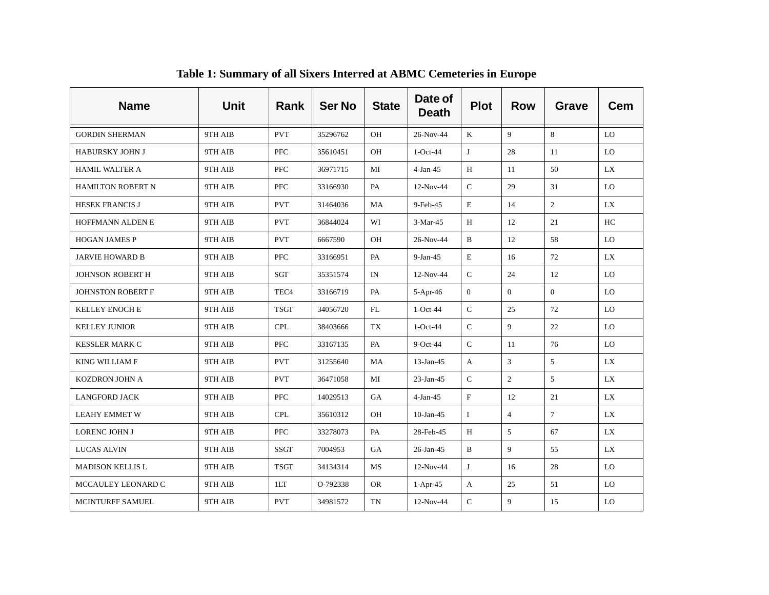# Table 1: Summary of all Sixers Interred at ABMC Cemeteries in Europe

| Name | Unit | Rank | Ser No | State | Date of Death | Plot | Row | Grave | Cem |
|---|---|---|---|---|---|---|---|---|---|
| GORDIN SHERMAN | 9TH AIB | PVT | 35296762 | OH | 26-Nov-44 | K | 9 | 8 | LO |
| HABURSKY JOHN J | 9TH AIB | PFC | 35610451 | OH | 1-Oct-44 | J | 28 | 11 | LO |
| HAMIL WALTER A | 9TH AIB | PFC | 36971715 | MI | 4-Jan-45 | H | 11 | 50 | LX |
| HAMILTON ROBERT N | 9TH AIB | PFC | 33166930 | PA | 12-Nov-44 | C | 29 | 31 | LO |
| HESEK FRANCIS J | 9TH AIB | PVT | 31464036 | MA | 9-Feb-45 | E | 14 | 2 | LX |
| HOFFMANN ALDEN E | 9TH AIB | PVT | 36844024 | WI | 3-Mar-45 | H | 12 | 21 | HC |
| HOGAN JAMES P | 9TH AIB | PVT | 6667590 | OH | 26-Nov-44 | B | 12 | 58 | LO |
| JARVIE HOWARD B | 9TH AIB | PFC | 33166951 | PA | 9-Jan-45 | E | 16 | 72 | LX |
| JOHNSON ROBERT H | 9TH AIB | SGT | 35351574 | IN | 12-Nov-44 | C | 24 | 12 | LO |
| JOHNSTON ROBERT F | 9TH AIB | TEC4 | 33166719 | PA | 5-Apr-46 | 0 | 0 | 0 | LO |
| KELLEY ENOCH E | 9TH AIB | TSGT | 34056720 | FL | 1-Oct-44 | C | 25 | 72 | LO |
| KELLEY JUNIOR | 9TH AIB | CPL | 38403666 | TX | 1-Oct-44 | C | 9 | 22 | LO |
| KESSLER MARK C | 9TH AIB | PFC | 33167135 | PA | 9-Oct-44 | C | 11 | 76 | LO |
| KING WILLIAM F | 9TH AIB | PVT | 31255640 | MA | 13-Jan-45 | A | 3 | 5 | LX |
| KOZDRON JOHN A | 9TH AIB | PVT | 36471058 | MI | 23-Jan-45 | C | 2 | 5 | LX |
| LANGFORD JACK | 9TH AIB | PFC | 14029513 | GA | 4-Jan-45 | F | 12 | 21 | LX |
| LEAHY EMMET W | 9TH AIB | CPL | 35610312 | OH | 10-Jan-45 | I | 4 | 7 | LX |
| LORENC JOHN J | 9TH AIB | PFC | 33278073 | PA | 28-Feb-45 | H | 5 | 67 | LX |
| LUCAS ALVIN | 9TH AIB | SSGT | 7004953 | GA | 26-Jan-45 | B | 9 | 55 | LX |
| MADISON KELLIS L | 9TH AIB | TSGT | 34134314 | MS | 12-Nov-44 | J | 16 | 28 | LO |
| MCCAULEY LEONARD C | 9TH AIB | 1LT | O-792338 | OR | 1-Apr-45 | A | 25 | 51 | LO |
| MCINTURFF SAMUEL | 9TH AIB | PVT | 34981572 | TN | 12-Nov-44 | C | 9 | 15 | LO |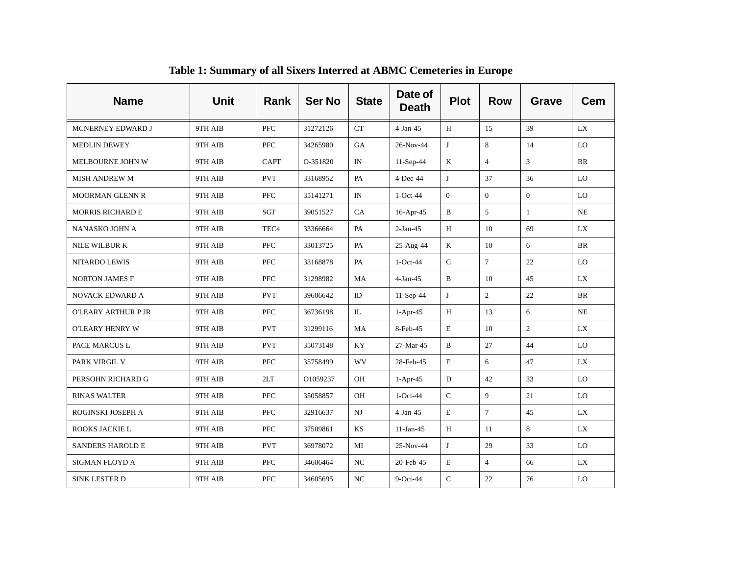**Table 1: Summary of all Sixers Interred at ABMC Cemeteries in Europe**

| Name | Unit | Rank | Ser No | State | Date of Death | Plot | Row | Grave | Cem |
|---|---|---|---|---|---|---|---|---|---|
| MCNERNEY EDWARD J | 9TH AIB | PFC | 31272126 | CT | 4-Jan-45 | H | 15 | 39 | LX |
| MEDLIN DEWEY | 9TH AIB | PFC | 34265980 | GA | 26-Nov-44 | J | 8 | 14 | LO |
| MELBOURNE JOHN W | 9TH AIB | CAPT | O-351820 | IN | 11-Sep-44 | K | 4 | 3 | BR |
| MISH ANDREW M | 9TH AIB | PVT | 33168952 | PA | 4-Dec-44 | J | 37 | 36 | LO |
| MOORMAN GLENN R | 9TH AIB | PFC | 35141271 | IN | 1-Oct-44 | 0 | 0 | 0 | LO |
| MORRIS RICHARD E | 9TH AIB | SGT | 39051527 | CA | 16-Apr-45 | B | 5 | 1 | NE |
| NANASKO JOHN A | 9TH AIB | TEC4 | 33366664 | PA | 2-Jan-45 | H | 10 | 69 | LX |
| NILE WILBUR K | 9TH AIB | PFC | 33013725 | PA | 25-Aug-44 | K | 10 | 6 | BR |
| NITARDO LEWIS | 9TH AIB | PFC | 33168878 | PA | 1-Oct-44 | C | 7 | 22 | LO |
| NORTON JAMES F | 9TH AIB | PFC | 31298982 | MA | 4-Jan-45 | B | 10 | 45 | LX |
| NOVACK EDWARD A | 9TH AIB | PVT | 39606642 | ID | 11-Sep-44 | J | 2 | 22 | BR |
| O'LEARY ARTHUR P JR | 9TH AIB | PFC | 36736198 | IL | 1-Apr-45 | H | 13 | 6 | NE |
| O'LEARY HENRY W | 9TH AIB | PVT | 31299116 | MA | 8-Feb-45 | E | 10 | 2 | LX |
| PACE MARCUS L | 9TH AIB | PVT | 35073148 | KY | 27-Mar-45 | B | 27 | 44 | LO |
| PARK VIRGIL V | 9TH AIB | PFC | 35758499 | WV | 28-Feb-45 | E | 6 | 47 | LX |
| PERSOHN RICHARD G | 9TH AIB | 2LT | O1059237 | OH | 1-Apr-45 | D | 42 | 33 | LO |
| RINAS WALTER | 9TH AIB | PFC | 35058857 | OH | 1-Oct-44 | C | 9 | 21 | LO |
| ROGINSKI JOSEPH A | 9TH AIB | PFC | 32916637 | NJ | 4-Jan-45 | E | 7 | 45 | LX |
| ROOKS JACKIE L | 9TH AIB | PFC | 37509861 | KS | 11-Jan-45 | H | 11 | 8 | LX |
| SANDERS HAROLD E | 9TH AIB | PVT | 36978072 | MI | 25-Nov-44 | J | 29 | 33 | LO |
| SIGMAN FLOYD A | 9TH AIB | PFC | 34606464 | NC | 20-Feb-45 | E | 4 | 66 | LX |
| SINK LESTER D | 9TH AIB | PFC | 34605695 | NC | 9-Oct-44 | C | 22 | 76 | LO |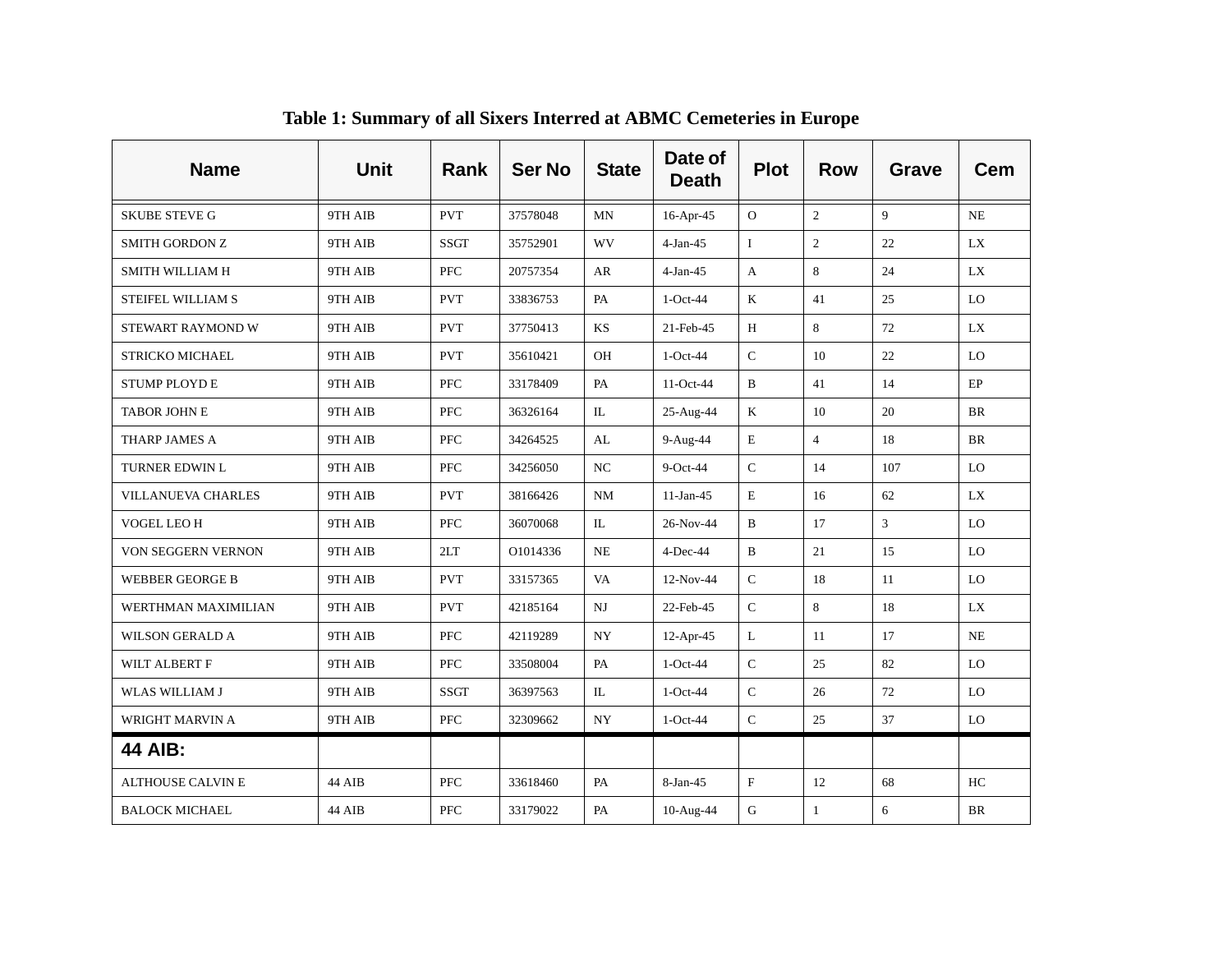**Table 1: Summary of all Sixers Interred at ABMC Cemeteries in Europe**

| Name | Unit | Rank | Ser No | State | Date of Death | Plot | Row | Grave | Cem |
|---|---|---|---|---|---|---|---|---|---|
| SKUBE STEVE G | 9TH AIB | PVT | 37578048 | MN | 16-Apr-45 | O | 2 | 9 | NE |
| SMITH GORDON Z | 9TH AIB | SSGT | 35752901 | WV | 4-Jan-45 | I | 2 | 22 | LX |
| SMITH WILLIAM H | 9TH AIB | PFC | 20757354 | AR | 4-Jan-45 | A | 8 | 24 | LX |
| STEIFEL WILLIAM S | 9TH AIB | PVT | 33836753 | PA | 1-Oct-44 | K | 41 | 25 | LO |
| STEWART RAYMOND W | 9TH AIB | PVT | 37750413 | KS | 21-Feb-45 | H | 8 | 72 | LX |
| STRICKO MICHAEL | 9TH AIB | PVT | 35610421 | OH | 1-Oct-44 | C | 10 | 22 | LO |
| STUMP PLOYD E | 9TH AIB | PFC | 33178409 | PA | 11-Oct-44 | B | 41 | 14 | EP |
| TABOR JOHN E | 9TH AIB | PFC | 36326164 | IL | 25-Aug-44 | K | 10 | 20 | BR |
| THARP JAMES A | 9TH AIB | PFC | 34264525 | AL | 9-Aug-44 | E | 4 | 18 | BR |
| TURNER EDWIN L | 9TH AIB | PFC | 34256050 | NC | 9-Oct-44 | C | 14 | 107 | LO |
| VILLANUEVA CHARLES | 9TH AIB | PVT | 38166426 | NM | 11-Jan-45 | E | 16 | 62 | LX |
| VOGEL LEO H | 9TH AIB | PFC | 36070068 | IL | 26-Nov-44 | B | 17 | 3 | LO |
| VON SEGGERN VERNON | 9TH AIB | 2LT | O1014336 | NE | 4-Dec-44 | B | 21 | 15 | LO |
| WEBBER GEORGE B | 9TH AIB | PVT | 33157365 | VA | 12-Nov-44 | C | 18 | 11 | LO |
| WERTHMAN MAXIMILIAN | 9TH AIB | PVT | 42185164 | NJ | 22-Feb-45 | C | 8 | 18 | LX |
| WILSON GERALD A | 9TH AIB | PFC | 42119289 | NY | 12-Apr-45 | L | 11 | 17 | NE |
| WILT ALBERT F | 9TH AIB | PFC | 33508004 | PA | 1-Oct-44 | C | 25 | 82 | LO |
| WLAS WILLIAM J | 9TH AIB | SSGT | 36397563 | IL | 1-Oct-44 | C | 26 | 72 | LO |
| WRIGHT MARVIN A | 9TH AIB | PFC | 32309662 | NY | 1-Oct-44 | C | 25 | 37 | LO |
| **44 AIB:** | | | | | | | | | |
| ALTHOUSE CALVIN E | 44 AIB | PFC | 33618460 | PA | 8-Jan-45 | F | 12 | 68 | HC |
| BALOCK MICHAEL | 44 AIB | PFC | 33179022 | PA | 10-Aug-44 | G | 1 | 6 | BR |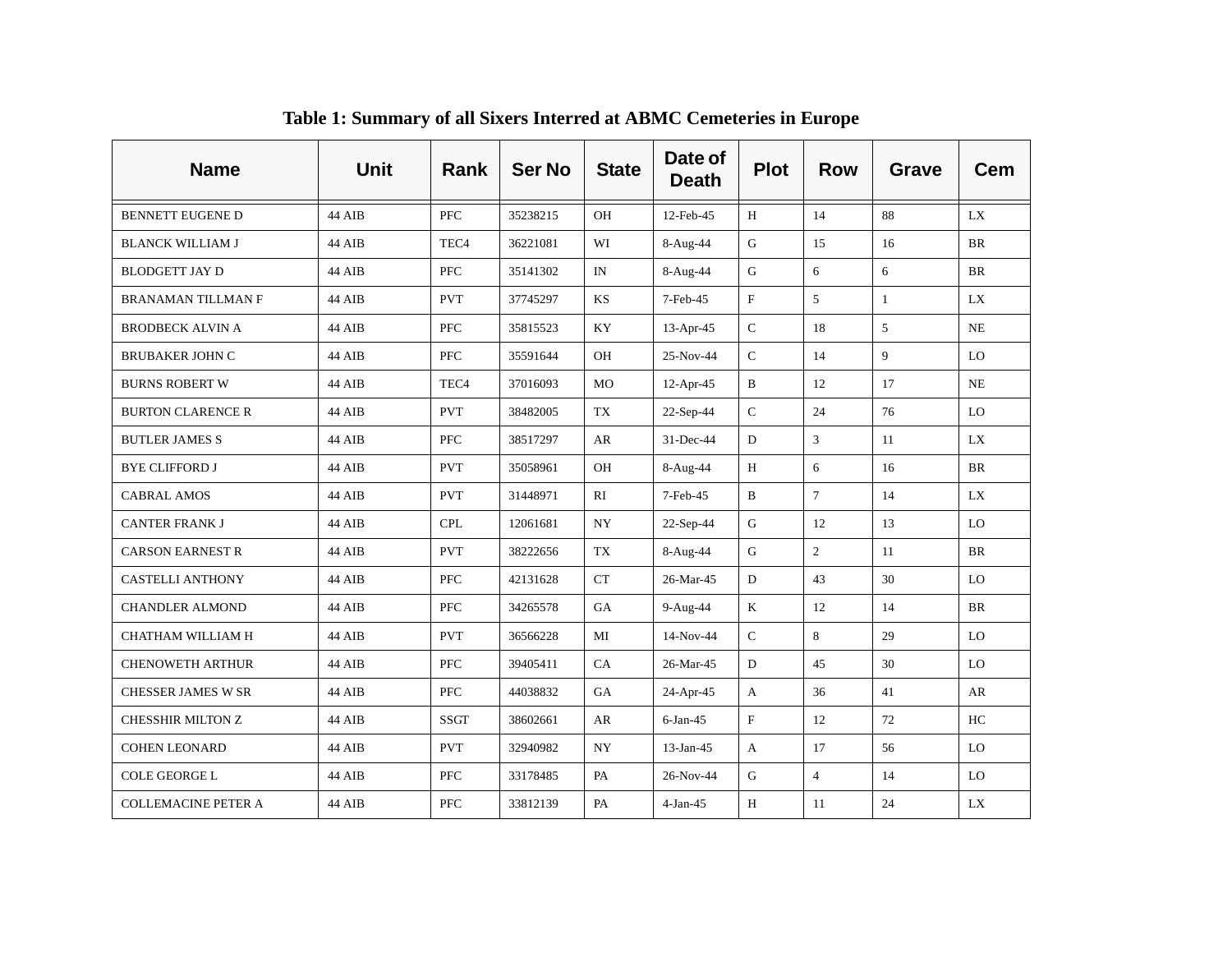**Table 1: Summary of all Sixers Interred at ABMC Cemeteries in Europe**

| Name | Unit | Rank | Ser No | State | Date of Death | Plot | Row | Grave | Cem |
|---|---|---|---|---|---|---|---|---|---|
| BENNETT EUGENE D | 44 AIB | PFC | 35238215 | OH | 12-Feb-45 | H | 14 | 88 | LX |
| BLANCK WILLIAM J | 44 AIB | TEC4 | 36221081 | WI | 8-Aug-44 | G | 15 | 16 | BR |
| BLODGETT JAY D | 44 AIB | PFC | 35141302 | IN | 8-Aug-44 | G | 6 | 6 | BR |
| BRANAMAN TILLMAN F | 44 AIB | PVT | 37745297 | KS | 7-Feb-45 | F | 5 | 1 | LX |
| BRODBECK ALVIN A | 44 AIB | PFC | 35815523 | KY | 13-Apr-45 | C | 18 | 5 | NE |
| BRUBAKER JOHN C | 44 AIB | PFC | 35591644 | OH | 25-Nov-44 | C | 14 | 9 | LO |
| BURNS ROBERT W | 44 AIB | TEC4 | 37016093 | MO | 12-Apr-45 | B | 12 | 17 | NE |
| BURTON CLARENCE R | 44 AIB | PVT | 38482005 | TX | 22-Sep-44 | C | 24 | 76 | LO |
| BUTLER JAMES S | 44 AIB | PFC | 38517297 | AR | 31-Dec-44 | D | 3 | 11 | LX |
| BYE CLIFFORD J | 44 AIB | PVT | 35058961 | OH | 8-Aug-44 | H | 6 | 16 | BR |
| CABRAL AMOS | 44 AIB | PVT | 31448971 | RI | 7-Feb-45 | B | 7 | 14 | LX |
| CANTER FRANK J | 44 AIB | CPL | 12061681 | NY | 22-Sep-44 | G | 12 | 13 | LO |
| CARSON EARNEST R | 44 AIB | PVT | 38222656 | TX | 8-Aug-44 | G | 2 | 11 | BR |
| CASTELLI ANTHONY | 44 AIB | PFC | 42131628 | CT | 26-Mar-45 | D | 43 | 30 | LO |
| CHANDLER ALMOND | 44 AIB | PFC | 34265578 | GA | 9-Aug-44 | K | 12 | 14 | BR |
| CHATHAM WILLIAM H | 44 AIB | PVT | 36566228 | MI | 14-Nov-44 | C | 8 | 29 | LO |
| CHENOWETH ARTHUR | 44 AIB | PFC | 39405411 | CA | 26-Mar-45 | D | 45 | 30 | LO |
| CHESSER JAMES W SR | 44 AIB | PFC | 44038832 | GA | 24-Apr-45 | A | 36 | 41 | AR |
| CHESSHIR MILTON Z | 44 AIB | SSGT | 38602661 | AR | 6-Jan-45 | F | 12 | 72 | HC |
| COHEN LEONARD | 44 AIB | PVT | 32940982 | NY | 13-Jan-45 | A | 17 | 56 | LO |
| COLE GEORGE L | 44 AIB | PFC | 33178485 | PA | 26-Nov-44 | G | 4 | 14 | LO |
| COLLEMACINE PETER A | 44 AIB | PFC | 33812139 | PA | 4-Jan-45 | H | 11 | 24 | LX |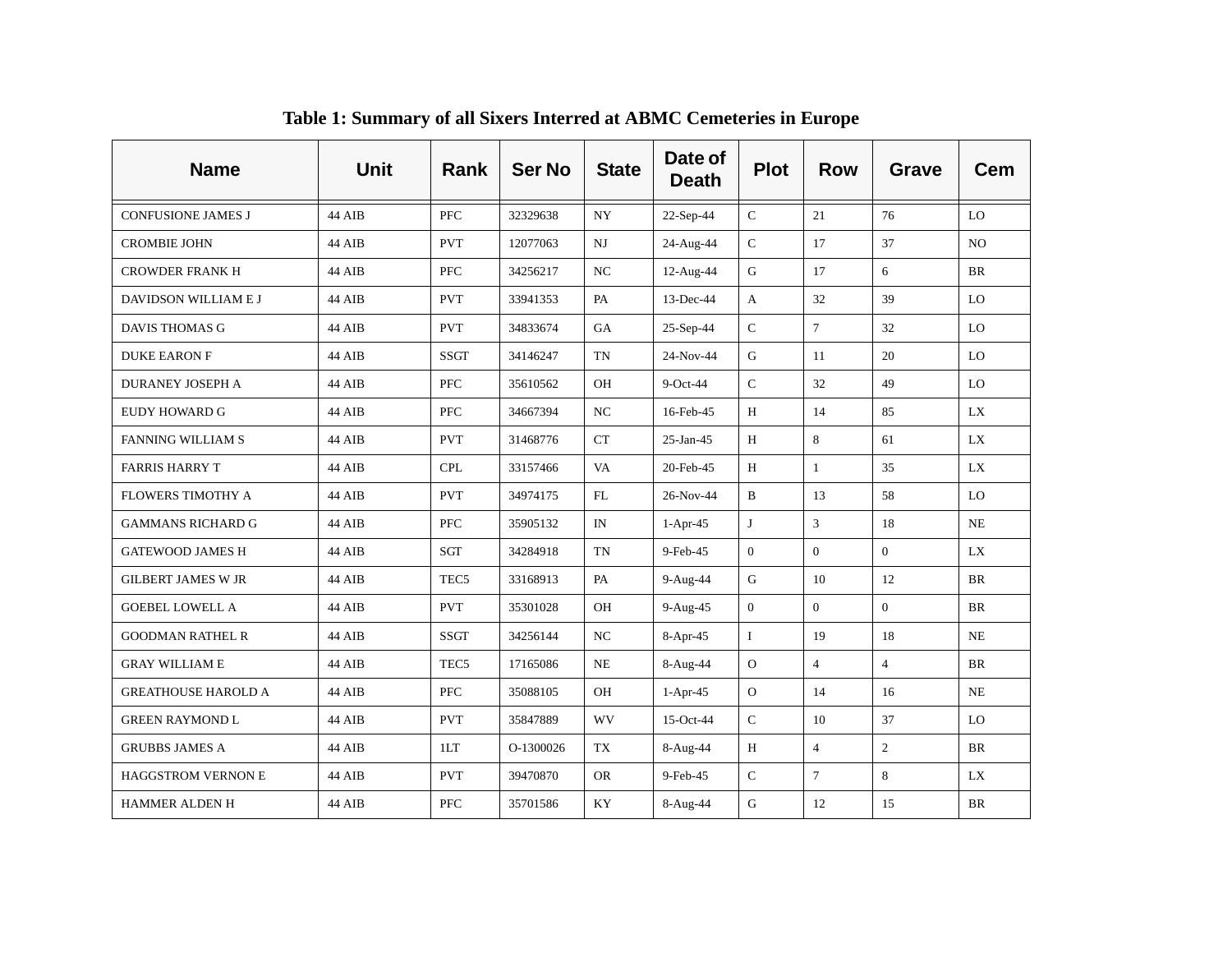**Table 1: Summary of all Sixers Interred at ABMC Cemeteries in Europe**

| Name | Unit | Rank | Ser No | State | Date of Death | Plot | Row | Grave | Cem |
|---|---|---|---|---|---|---|---|---|---|
| CONFUSIONE JAMES J | 44 AIB | PFC | 32329638 | NY | 22-Sep-44 | C | 21 | 76 | LO |
| CROMBIE JOHN | 44 AIB | PVT | 12077063 | NJ | 24-Aug-44 | C | 17 | 37 | NO |
| CROWDER FRANK H | 44 AIB | PFC | 34256217 | NC | 12-Aug-44 | G | 17 | 6 | BR |
| DAVIDSON WILLIAM E J | 44 AIB | PVT | 33941353 | PA | 13-Dec-44 | A | 32 | 39 | LO |
| DAVIS THOMAS G | 44 AIB | PVT | 34833674 | GA | 25-Sep-44 | C | 7 | 32 | LO |
| DUKE EARON F | 44 AIB | SSGT | 34146247 | TN | 24-Nov-44 | G | 11 | 20 | LO |
| DURANEY JOSEPH A | 44 AIB | PFC | 35610562 | OH | 9-Oct-44 | C | 32 | 49 | LO |
| EUDY HOWARD G | 44 AIB | PFC | 34667394 | NC | 16-Feb-45 | H | 14 | 85 | LX |
| FANNING WILLIAM S | 44 AIB | PVT | 31468776 | CT | 25-Jan-45 | H | 8 | 61 | LX |
| FARRIS HARRY T | 44 AIB | CPL | 33157466 | VA | 20-Feb-45 | H | 1 | 35 | LX |
| FLOWERS TIMOTHY A | 44 AIB | PVT | 34974175 | FL | 26-Nov-44 | B | 13 | 58 | LO |
| GAMMANS RICHARD G | 44 AIB | PFC | 35905132 | IN | 1-Apr-45 | J | 3 | 18 | NE |
| GATEWOOD JAMES H | 44 AIB | SGT | 34284918 | TN | 9-Feb-45 | 0 | 0 | 0 | LX |
| GILBERT JAMES W JR | 44 AIB | TEC5 | 33168913 | PA | 9-Aug-44 | G | 10 | 12 | BR |
| GOEBEL LOWELL A | 44 AIB | PVT | 35301028 | OH | 9-Aug-45 | 0 | 0 | 0 | BR |
| GOODMAN RATHEL R | 44 AIB | SSGT | 34256144 | NC | 8-Apr-45 | I | 19 | 18 | NE |
| GRAY WILLIAM E | 44 AIB | TEC5 | 17165086 | NE | 8-Aug-44 | O | 4 | 4 | BR |
| GREATHOUSE HAROLD A | 44 AIB | PFC | 35088105 | OH | 1-Apr-45 | O | 14 | 16 | NE |
| GREEN RAYMOND L | 44 AIB | PVT | 35847889 | WV | 15-Oct-44 | C | 10 | 37 | LO |
| GRUBBS JAMES A | 44 AIB | 1LT | O-1300026 | TX | 8-Aug-44 | H | 4 | 2 | BR |
| HAGGSTROM VERNON E | 44 AIB | PVT | 39470870 | OR | 9-Feb-45 | C | 7 | 8 | LX |
| HAMMER ALDEN H | 44 AIB | PFC | 35701586 | KY | 8-Aug-44 | G | 12 | 15 | BR |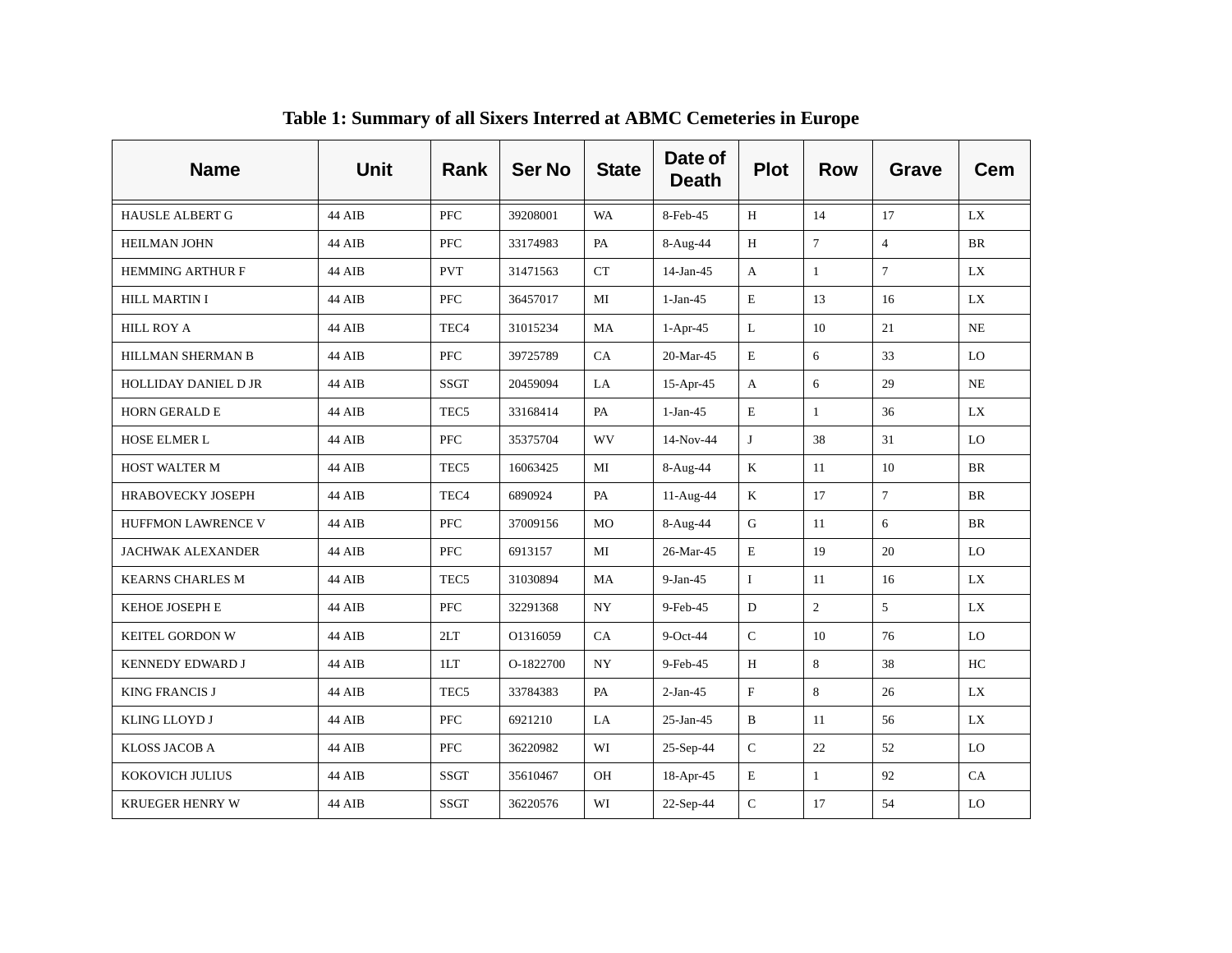**Table 1: Summary of all Sixers Interred at ABMC Cemeteries in Europe**

| Name | Unit | Rank | Ser No | State | Date of Death | Plot | Row | Grave | Cem |
|---|---|---|---|---|---|---|---|---|---|
| HAUSLE ALBERT G | 44 AIB | PFC | 39208001 | WA | 8-Feb-45 | H | 14 | 17 | LX |
| HEILMAN JOHN | 44 AIB | PFC | 33174983 | PA | 8-Aug-44 | H | 7 | 4 | BR |
| HEMMING ARTHUR F | 44 AIB | PVT | 31471563 | CT | 14-Jan-45 | A | 1 | 7 | LX |
| HILL MARTIN I | 44 AIB | PFC | 36457017 | MI | 1-Jan-45 | E | 13 | 16 | LX |
| HILL ROY A | 44 AIB | TEC4 | 31015234 | MA | 1-Apr-45 | L | 10 | 21 | NE |
| HILLMAN SHERMAN B | 44 AIB | PFC | 39725789 | CA | 20-Mar-45 | E | 6 | 33 | LO |
| HOLLIDAY DANIEL D JR | 44 AIB | SSGT | 20459094 | LA | 15-Apr-45 | A | 6 | 29 | NE |
| HORN GERALD E | 44 AIB | TEC5 | 33168414 | PA | 1-Jan-45 | E | 1 | 36 | LX |
| HOSE ELMER L | 44 AIB | PFC | 35375704 | WV | 14-Nov-44 | J | 38 | 31 | LO |
| HOST WALTER M | 44 AIB | TEC5 | 16063425 | MI | 8-Aug-44 | K | 11 | 10 | BR |
| HRABOVECKY JOSEPH | 44 AIB | TEC4 | 6890924 | PA | 11-Aug-44 | K | 17 | 7 | BR |
| HUFFMON LAWRENCE V | 44 AIB | PFC | 37009156 | MO | 8-Aug-44 | G | 11 | 6 | BR |
| JACHWAK ALEXANDER | 44 AIB | PFC | 6913157 | MI | 26-Mar-45 | E | 19 | 20 | LO |
| KEARNS CHARLES M | 44 AIB | TEC5 | 31030894 | MA | 9-Jan-45 | I | 11 | 16 | LX |
| KEHOE JOSEPH E | 44 AIB | PFC | 32291368 | NY | 9-Feb-45 | D | 2 | 5 | LX |
| KEITEL GORDON W | 44 AIB | 2LT | O1316059 | CA | 9-Oct-44 | C | 10 | 76 | LO |
| KENNEDY EDWARD J | 44 AIB | 1LT | O-1822700 | NY | 9-Feb-45 | H | 8 | 38 | HC |
| KING FRANCIS J | 44 AIB | TEC5 | 33784383 | PA | 2-Jan-45 | F | 8 | 26 | LX |
| KLING LLOYD J | 44 AIB | PFC | 6921210 | LA | 25-Jan-45 | B | 11 | 56 | LX |
| KLOSS JACOB A | 44 AIB | PFC | 36220982 | WI | 25-Sep-44 | C | 22 | 52 | LO |
| KOKOVICH JULIUS | 44 AIB | SSGT | 35610467 | OH | 18-Apr-45 | E | 1 | 92 | CA |
| KRUEGER HENRY W | 44 AIB | SSGT | 36220576 | WI | 22-Sep-44 | C | 17 | 54 | LO |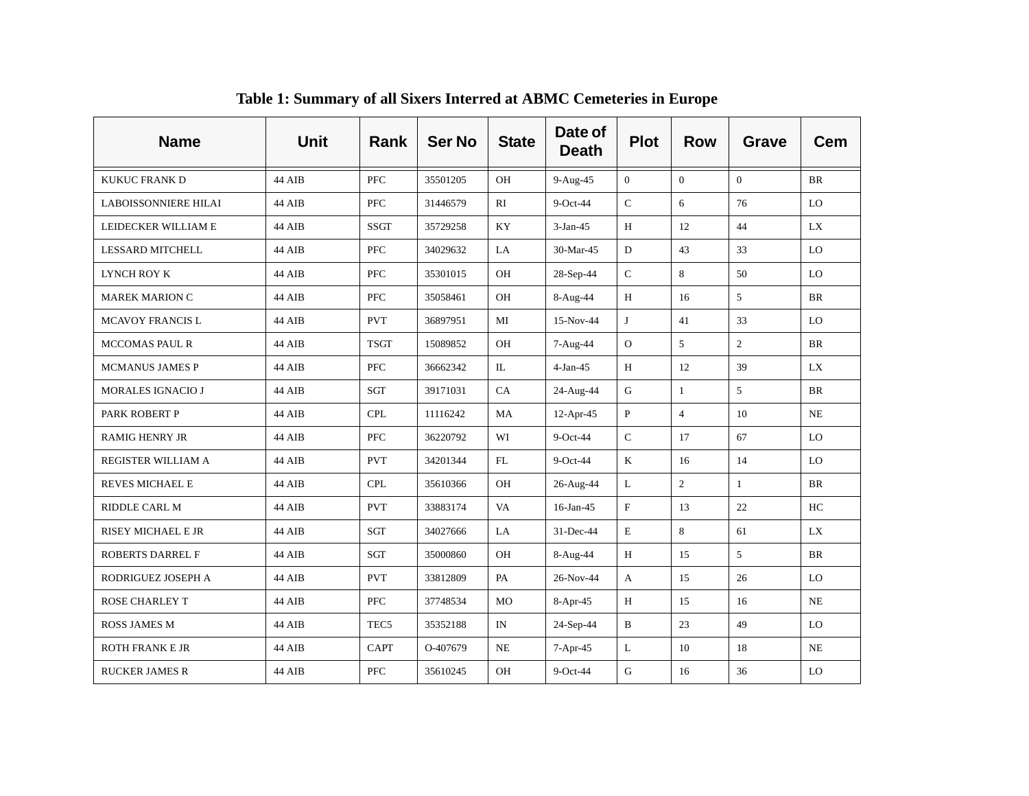**Table 1: Summary of all Sixers Interred at ABMC Cemeteries in Europe**

| Name | Unit | Rank | Ser No | State | Date of Death | Plot | Row | Grave | Cem |
|---|---|---|---|---|---|---|---|---|---|
| KUKUC FRANK D | 44 AIB | PFC | 35501205 | OH | 9-Aug-45 | 0 | 0 | 0 | BR |
| LABOISSONNIERE HILAI | 44 AIB | PFC | 31446579 | RI | 9-Oct-44 | C | 6 | 76 | LO |
| LEIDECKER WILLIAM E | 44 AIB | SSGT | 35729258 | KY | 3-Jan-45 | H | 12 | 44 | LX |
| LESSARD MITCHELL | 44 AIB | PFC | 34029632 | LA | 30-Mar-45 | D | 43 | 33 | LO |
| LYNCH ROY K | 44 AIB | PFC | 35301015 | OH | 28-Sep-44 | C | 8 | 50 | LO |
| MAREK MARION C | 44 AIB | PFC | 35058461 | OH | 8-Aug-44 | H | 16 | 5 | BR |
| MCAVOY FRANCIS L | 44 AIB | PVT | 36897951 | MI | 15-Nov-44 | J | 41 | 33 | LO |
| MCCOMAS PAUL R | 44 AIB | TSGT | 15089852 | OH | 7-Aug-44 | O | 5 | 2 | BR |
| MCMANUS JAMES P | 44 AIB | PFC | 36662342 | IL | 4-Jan-45 | H | 12 | 39 | LX |
| MORALES IGNACIO J | 44 AIB | SGT | 39171031 | CA | 24-Aug-44 | G | 1 | 5 | BR |
| PARK ROBERT P | 44 AIB | CPL | 11116242 | MA | 12-Apr-45 | P | 4 | 10 | NE |
| RAMIG HENRY JR | 44 AIB | PFC | 36220792 | WI | 9-Oct-44 | C | 17 | 67 | LO |
| REGISTER WILLIAM A | 44 AIB | PVT | 34201344 | FL | 9-Oct-44 | K | 16 | 14 | LO |
| REVES MICHAEL E | 44 AIB | CPL | 35610366 | OH | 26-Aug-44 | L | 2 | 1 | BR |
| RIDDLE CARL M | 44 AIB | PVT | 33883174 | VA | 16-Jan-45 | F | 13 | 22 | HC |
| RISEY MICHAEL E JR | 44 AIB | SGT | 34027666 | LA | 31-Dec-44 | E | 8 | 61 | LX |
| ROBERTS DARREL F | 44 AIB | SGT | 35000860 | OH | 8-Aug-44 | H | 15 | 5 | BR |
| RODRIGUEZ JOSEPH A | 44 AIB | PVT | 33812809 | PA | 26-Nov-44 | A | 15 | 26 | LO |
| ROSE CHARLEY T | 44 AIB | PFC | 37748534 | MO | 8-Apr-45 | H | 15 | 16 | NE |
| ROSS JAMES M | 44 AIB | TEC5 | 35352188 | IN | 24-Sep-44 | B | 23 | 49 | LO |
| ROTH FRANK E JR | 44 AIB | CAPT | O-407679 | NE | 7-Apr-45 | L | 10 | 18 | NE |
| RUCKER JAMES R | 44 AIB | PFC | 35610245 | OH | 9-Oct-44 | G | 16 | 36 | LO |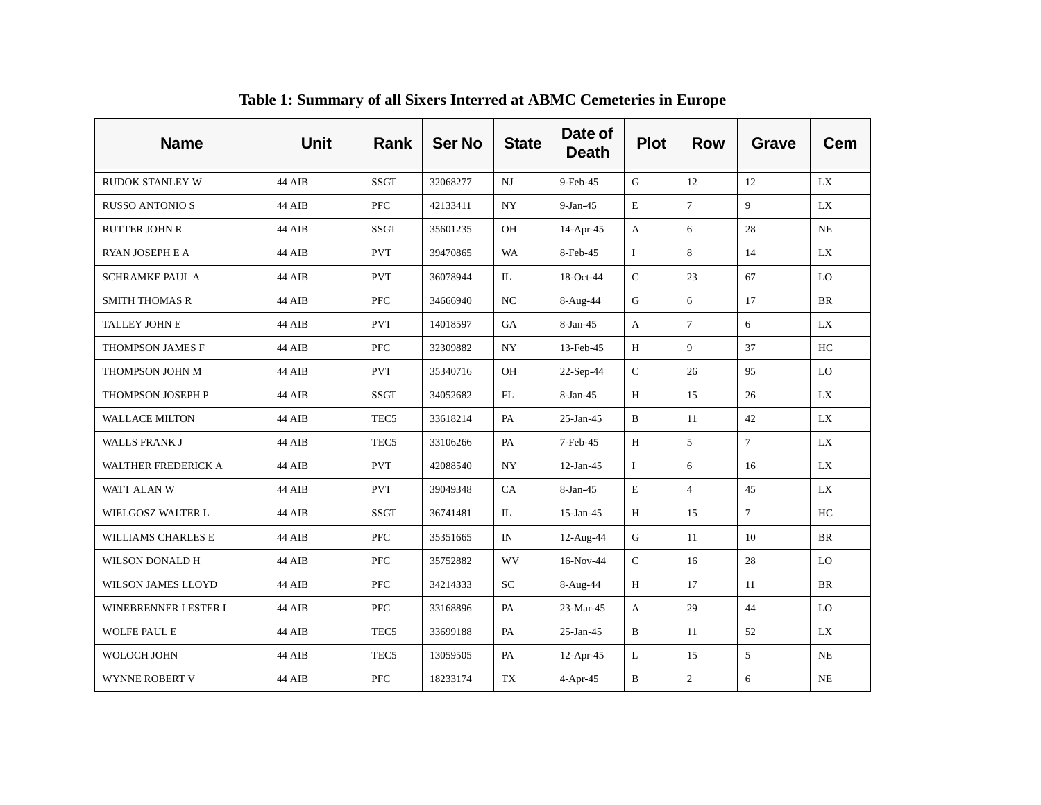**Table 1: Summary of all Sixers Interred at ABMC Cemeteries in Europe**

| Name | Unit | Rank | Ser No | State | Date of Death | Plot | Row | Grave | Cem |
|---|---|---|---|---|---|---|---|---|---|
| RUDOK STANLEY W | 44 AIB | SSGT | 32068277 | NJ | 9-Feb-45 | G | 12 | 12 | LX |
| RUSSO ANTONIO S | 44 AIB | PFC | 42133411 | NY | 9-Jan-45 | E | 7 | 9 | LX |
| RUTTER JOHN R | 44 AIB | SSGT | 35601235 | OH | 14-Apr-45 | A | 6 | 28 | NE |
| RYAN JOSEPH E A | 44 AIB | PVT | 39470865 | WA | 8-Feb-45 | I | 8 | 14 | LX |
| SCHRAMKE PAUL A | 44 AIB | PVT | 36078944 | IL | 18-Oct-44 | C | 23 | 67 | LO |
| SMITH THOMAS R | 44 AIB | PFC | 34666940 | NC | 8-Aug-44 | G | 6 | 17 | BR |
| TALLEY JOHN E | 44 AIB | PVT | 14018597 | GA | 8-Jan-45 | A | 7 | 6 | LX |
| THOMPSON JAMES F | 44 AIB | PFC | 32309882 | NY | 13-Feb-45 | H | 9 | 37 | HC |
| THOMPSON JOHN M | 44 AIB | PVT | 35340716 | OH | 22-Sep-44 | C | 26 | 95 | LO |
| THOMPSON JOSEPH P | 44 AIB | SSGT | 34052682 | FL | 8-Jan-45 | H | 15 | 26 | LX |
| WALLACE MILTON | 44 AIB | TEC5 | 33618214 | PA | 25-Jan-45 | B | 11 | 42 | LX |
| WALLS FRANK J | 44 AIB | TEC5 | 33106266 | PA | 7-Feb-45 | H | 5 | 7 | LX |
| WALTHER FREDERICK A | 44 AIB | PVT | 42088540 | NY | 12-Jan-45 | I | 6 | 16 | LX |
| WATT ALAN W | 44 AIB | PVT | 39049348 | CA | 8-Jan-45 | E | 4 | 45 | LX |
| WIELGOSZ WALTER L | 44 AIB | SSGT | 36741481 | IL | 15-Jan-45 | H | 15 | 7 | HC |
| WILLIAMS CHARLES E | 44 AIB | PFC | 35351665 | IN | 12-Aug-44 | G | 11 | 10 | BR |
| WILSON DONALD H | 44 AIB | PFC | 35752882 | WV | 16-Nov-44 | C | 16 | 28 | LO |
| WILSON JAMES LLOYD | 44 AIB | PFC | 34214333 | SC | 8-Aug-44 | H | 17 | 11 | BR |
| WINEBRENNER LESTER I | 44 AIB | PFC | 33168896 | PA | 23-Mar-45 | A | 29 | 44 | LO |
| WOLFE PAUL E | 44 AIB | TEC5 | 33699188 | PA | 25-Jan-45 | B | 11 | 52 | LX |
| WOLOCH JOHN | 44 AIB | TEC5 | 13059505 | PA | 12-Apr-45 | L | 15 | 5 | NE |
| WYNNE ROBERT V | 44 AIB | PFC | 18233174 | TX | 4-Apr-45 | B | 2 | 6 | NE |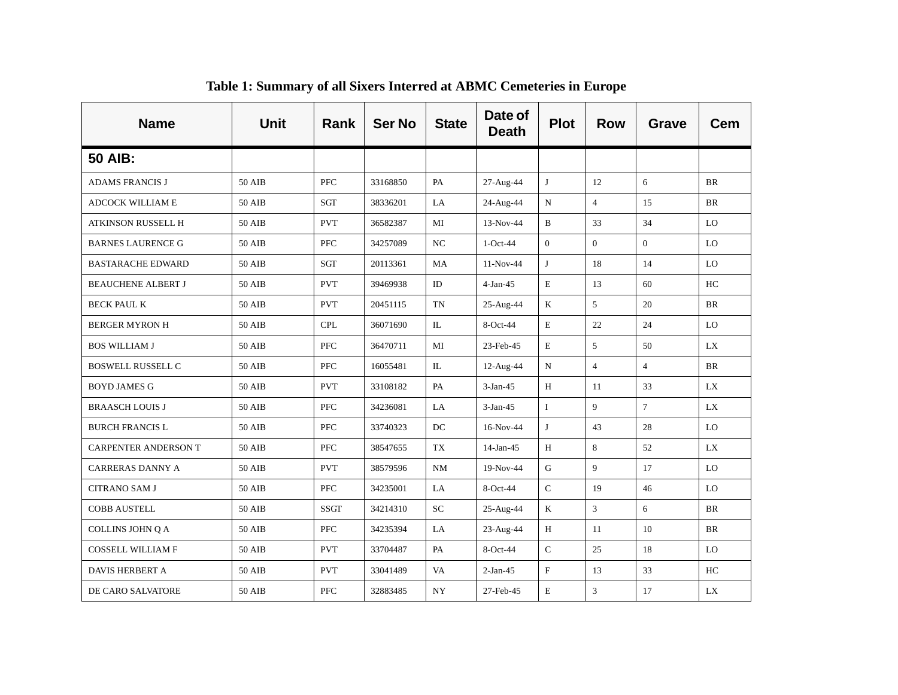**Table 1: Summary of all Sixers Interred at ABMC Cemeteries in Europe**

| Name | Unit | Rank | Ser No | State | Date of Death | Plot | Row | Grave | Cem |
|---|---|---|---|---|---|---|---|---|---|
| **50 AIB:** | | | | | | | | | |
| ADAMS FRANCIS J | 50 AIB | PFC | 33168850 | PA | 27-Aug-44 | J | 12 | 6 | BR |
| ADCOCK WILLIAM E | 50 AIB | SGT | 38336201 | LA | 24-Aug-44 | N | 4 | 15 | BR |
| ATKINSON RUSSELL H | 50 AIB | PVT | 36582387 | MI | 13-Nov-44 | B | 33 | 34 | LO |
| BARNES LAURENCE G | 50 AIB | PFC | 34257089 | NC | 1-Oct-44 | 0 | 0 | 0 | LO |
| BASTARACHE EDWARD | 50 AIB | SGT | 20113361 | MA | 11-Nov-44 | J | 18 | 14 | LO |
| BEAUCHENE ALBERT J | 50 AIB | PVT | 39469938 | ID | 4-Jan-45 | E | 13 | 60 | HC |
| BECK PAUL K | 50 AIB | PVT | 20451115 | TN | 25-Aug-44 | K | 5 | 20 | BR |
| BERGER MYRON H | 50 AIB | CPL | 36071690 | IL | 8-Oct-44 | E | 22 | 24 | LO |
| BOS WILLIAM J | 50 AIB | PFC | 36470711 | MI | 23-Feb-45 | E | 5 | 50 | LX |
| BOSWELL RUSSELL C | 50 AIB | PFC | 16055481 | IL | 12-Aug-44 | N | 4 | 4 | BR |
| BOYD JAMES G | 50 AIB | PVT | 33108182 | PA | 3-Jan-45 | H | 11 | 33 | LX |
| BRAASCH LOUIS J | 50 AIB | PFC | 34236081 | LA | 3-Jan-45 | I | 9 | 7 | LX |
| BURCH FRANCIS L | 50 AIB | PFC | 33740323 | DC | 16-Nov-44 | J | 43 | 28 | LO |
| CARPENTER ANDERSON T | 50 AIB | PFC | 38547655 | TX | 14-Jan-45 | H | 8 | 52 | LX |
| CARRERAS DANNY A | 50 AIB | PVT | 38579596 | NM | 19-Nov-44 | G | 9 | 17 | LO |
| CITRANO SAM J | 50 AIB | PFC | 34235001 | LA | 8-Oct-44 | C | 19 | 46 | LO |
| COBB AUSTELL | 50 AIB | SSGT | 34214310 | SC | 25-Aug-44 | K | 3 | 6 | BR |
| COLLINS JOHN Q A | 50 AIB | PFC | 34235394 | LA | 23-Aug-44 | H | 11 | 10 | BR |
| COSSELL WILLIAM F | 50 AIB | PVT | 33704487 | PA | 8-Oct-44 | C | 25 | 18 | LO |
| DAVIS HERBERT A | 50 AIB | PVT | 33041489 | VA | 2-Jan-45 | F | 13 | 33 | HC |
| DE CARO SALVATORE | 50 AIB | PFC | 32883485 | NY | 27-Feb-45 | E | 3 | 17 | LX |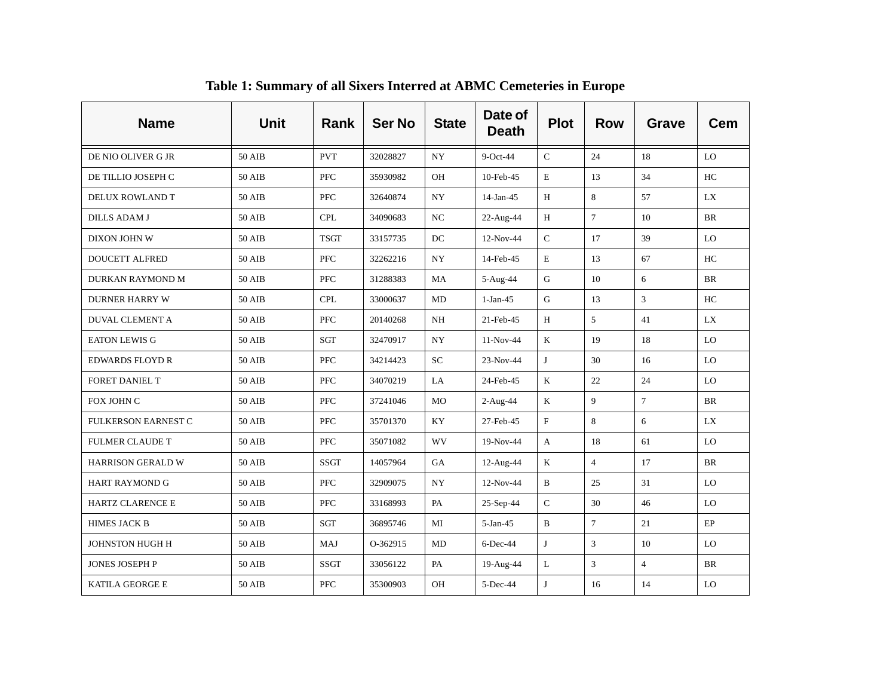**Table 1: Summary of all Sixers Interred at ABMC Cemeteries in Europe**

| Name | Unit | Rank | Ser No | State | Date of Death | Plot | Row | Grave | Cem |
|---|---|---|---|---|---|---|---|---|---|
| DE NIO OLIVER G JR | 50 AIB | PVT | 32028827 | NY | 9-Oct-44 | C | 24 | 18 | LO |
| DE TILLIO JOSEPH C | 50 AIB | PFC | 35930982 | OH | 10-Feb-45 | E | 13 | 34 | HC |
| DELUX ROWLAND T | 50 AIB | PFC | 32640874 | NY | 14-Jan-45 | H | 8 | 57 | LX |
| DILLS ADAM J | 50 AIB | CPL | 34090683 | NC | 22-Aug-44 | H | 7 | 10 | BR |
| DIXON JOHN W | 50 AIB | TSGT | 33157735 | DC | 12-Nov-44 | C | 17 | 39 | LO |
| DOUCETT ALFRED | 50 AIB | PFC | 32262216 | NY | 14-Feb-45 | E | 13 | 67 | HC |
| DURKAN RAYMOND M | 50 AIB | PFC | 31288383 | MA | 5-Aug-44 | G | 10 | 6 | BR |
| DURNER HARRY W | 50 AIB | CPL | 33000637 | MD | 1-Jan-45 | G | 13 | 3 | HC |
| DUVAL CLEMENT A | 50 AIB | PFC | 20140268 | NH | 21-Feb-45 | H | 5 | 41 | LX |
| EATON LEWIS G | 50 AIB | SGT | 32470917 | NY | 11-Nov-44 | K | 19 | 18 | LO |
| EDWARDS FLOYD R | 50 AIB | PFC | 34214423 | SC | 23-Nov-44 | J | 30 | 16 | LO |
| FORET DANIEL T | 50 AIB | PFC | 34070219 | LA | 24-Feb-45 | K | 22 | 24 | LO |
| FOX JOHN C | 50 AIB | PFC | 37241046 | MO | 2-Aug-44 | K | 9 | 7 | BR |
| FULKERSON EARNEST C | 50 AIB | PFC | 35701370 | KY | 27-Feb-45 | F | 8 | 6 | LX |
| FULMER CLAUDE T | 50 AIB | PFC | 35071082 | WV | 19-Nov-44 | A | 18 | 61 | LO |
| HARRISON GERALD W | 50 AIB | SSGT | 14057964 | GA | 12-Aug-44 | K | 4 | 17 | BR |
| HART RAYMOND G | 50 AIB | PFC | 32909075 | NY | 12-Nov-44 | B | 25 | 31 | LO |
| HARTZ CLARENCE E | 50 AIB | PFC | 33168993 | PA | 25-Sep-44 | C | 30 | 46 | LO |
| HIMES JACK B | 50 AIB | SGT | 36895746 | MI | 5-Jan-45 | B | 7 | 21 | EP |
| JOHNSTON HUGH H | 50 AIB | MAJ | O-362915 | MD | 6-Dec-44 | J | 3 | 10 | LO |
| JONES JOSEPH P | 50 AIB | SSGT | 33056122 | PA | 19-Aug-44 | L | 3 | 4 | BR |
| KATILA GEORGE E | 50 AIB | PFC | 35300903 | OH | 5-Dec-44 | J | 16 | 14 | LO |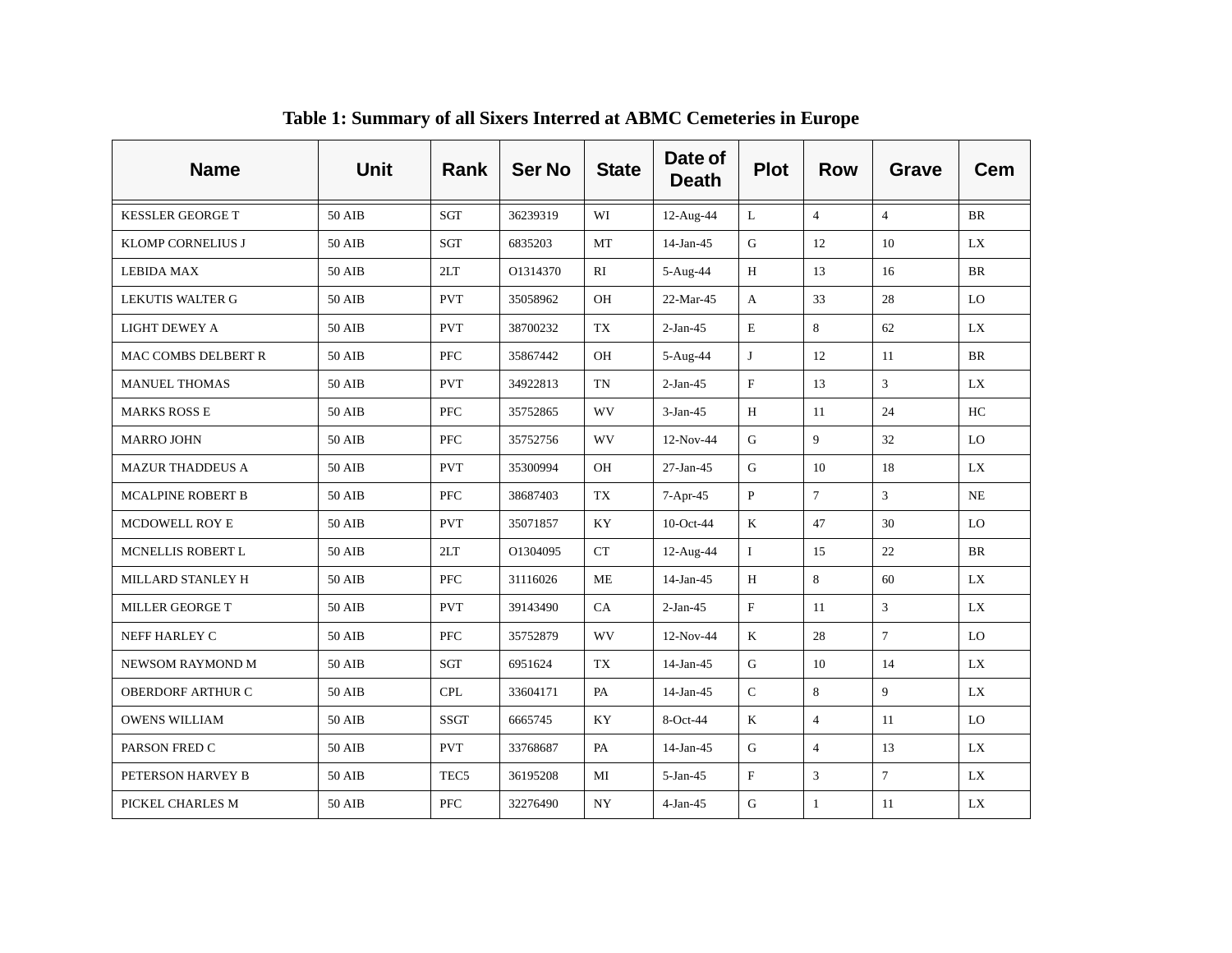Table 1: Summary of all Sixers Interred at ABMC Cemeteries in Europe

| Name | Unit | Rank | Ser No | State | Date of Death | Plot | Row | Grave | Cem |
|---|---|---|---|---|---|---|---|---|---|
| KESSLER GEORGE T | 50 AIB | SGT | 36239319 | WI | 12-Aug-44 | L | 4 | 4 | BR |
| KLOMP CORNELIUS J | 50 AIB | SGT | 6835203 | MT | 14-Jan-45 | G | 12 | 10 | LX |
| LEBIDA MAX | 50 AIB | 2LT | O1314370 | RI | 5-Aug-44 | H | 13 | 16 | BR |
| LEKUTIS WALTER G | 50 AIB | PVT | 35058962 | OH | 22-Mar-45 | A | 33 | 28 | LO |
| LIGHT DEWEY A | 50 AIB | PVT | 38700232 | TX | 2-Jan-45 | E | 8 | 62 | LX |
| MAC COMBS DELBERT R | 50 AIB | PFC | 35867442 | OH | 5-Aug-44 | J | 12 | 11 | BR |
| MANUEL THOMAS | 50 AIB | PVT | 34922813 | TN | 2-Jan-45 | F | 13 | 3 | LX |
| MARKS ROSS E | 50 AIB | PFC | 35752865 | WV | 3-Jan-45 | H | 11 | 24 | HC |
| MARRO JOHN | 50 AIB | PFC | 35752756 | WV | 12-Nov-44 | G | 9 | 32 | LO |
| MAZUR THADDEUS A | 50 AIB | PVT | 35300994 | OH | 27-Jan-45 | G | 10 | 18 | LX |
| MCALPINE ROBERT B | 50 AIB | PFC | 38687403 | TX | 7-Apr-45 | P | 7 | 3 | NE |
| MCDOWELL ROY E | 50 AIB | PVT | 35071857 | KY | 10-Oct-44 | K | 47 | 30 | LO |
| MCNELLIS ROBERT L | 50 AIB | 2LT | O1304095 | CT | 12-Aug-44 | I | 15 | 22 | BR |
| MILLARD STANLEY H | 50 AIB | PFC | 31116026 | ME | 14-Jan-45 | H | 8 | 60 | LX |
| MILLER GEORGE T | 50 AIB | PVT | 39143490 | CA | 2-Jan-45 | F | 11 | 3 | LX |
| NEFF HARLEY C | 50 AIB | PFC | 35752879 | WV | 12-Nov-44 | K | 28 | 7 | LO |
| NEWSOM RAYMOND M | 50 AIB | SGT | 6951624 | TX | 14-Jan-45 | G | 10 | 14 | LX |
| OBERDORF ARTHUR C | 50 AIB | CPL | 33604171 | PA | 14-Jan-45 | C | 8 | 9 | LX |
| OWENS WILLIAM | 50 AIB | SSGT | 6665745 | KY | 8-Oct-44 | K | 4 | 11 | LO |
| PARSON FRED C | 50 AIB | PVT | 33768687 | PA | 14-Jan-45 | G | 4 | 13 | LX |
| PETERSON HARVEY B | 50 AIB | TEC5 | 36195208 | MI | 5-Jan-45 | F | 3 | 7 | LX |
| PICKEL CHARLES M | 50 AIB | PFC | 32276490 | NY | 4-Jan-45 | G | 1 | 11 | LX |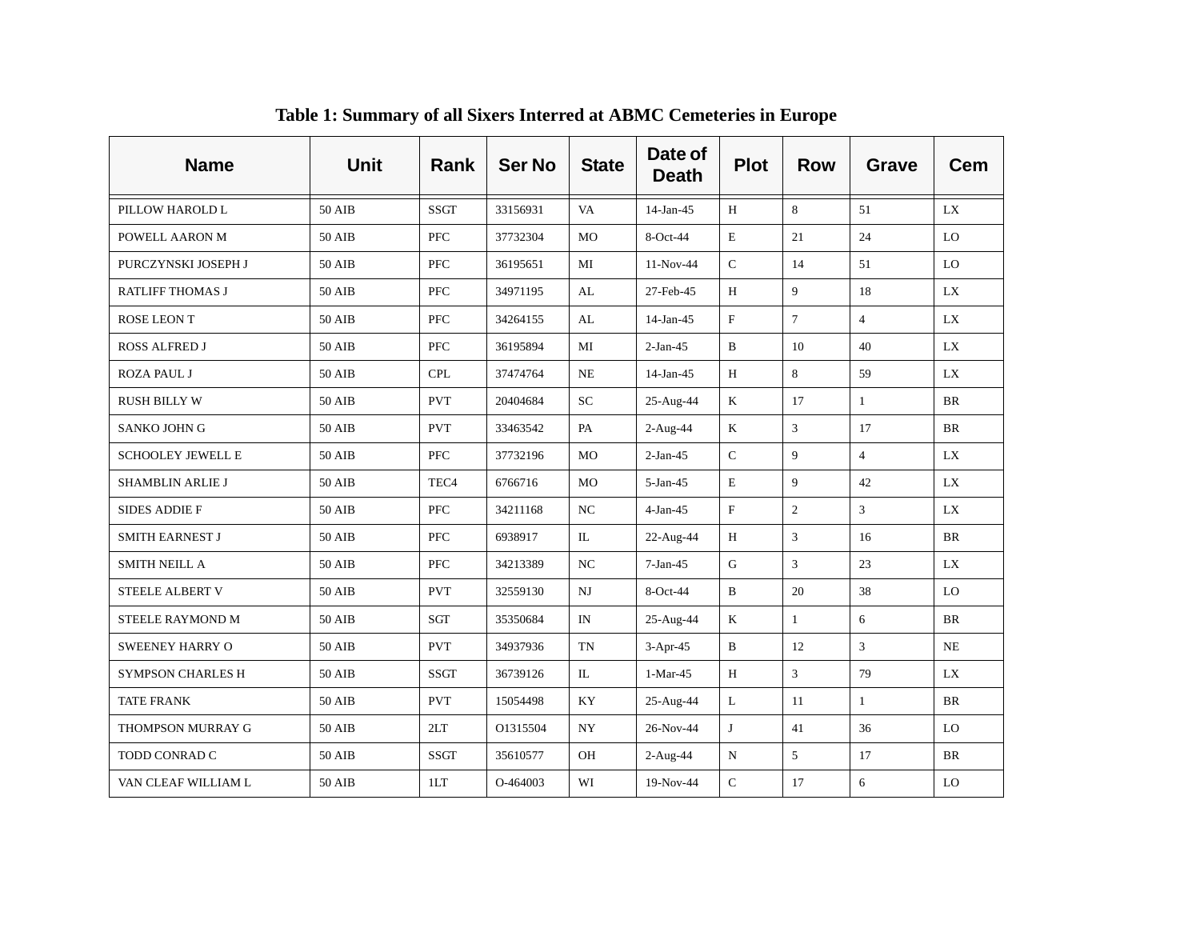**Table 1: Summary of all Sixers Interred at ABMC Cemeteries in Europe**

| Name | Unit | Rank | Ser No | State | Date of Death | Plot | Row | Grave | Cem |
|---|---|---|---|---|---|---|---|---|---|
| PILLOW HAROLD L | 50 AIB | SSGT | 33156931 | VA | 14-Jan-45 | H | 8 | 51 | LX |
| POWELL AARON M | 50 AIB | PFC | 37732304 | MO | 8-Oct-44 | E | 21 | 24 | LO |
| PURCZYNSKI JOSEPH J | 50 AIB | PFC | 36195651 | MI | 11-Nov-44 | C | 14 | 51 | LO |
| RATLIFF THOMAS J | 50 AIB | PFC | 34971195 | AL | 27-Feb-45 | H | 9 | 18 | LX |
| ROSE LEON T | 50 AIB | PFC | 34264155 | AL | 14-Jan-45 | F | 7 | 4 | LX |
| ROSS ALFRED J | 50 AIB | PFC | 36195894 | MI | 2-Jan-45 | B | 10 | 40 | LX |
| ROZA PAUL J | 50 AIB | CPL | 37474764 | NE | 14-Jan-45 | H | 8 | 59 | LX |
| RUSH BILLY W | 50 AIB | PVT | 20404684 | SC | 25-Aug-44 | K | 17 | 1 | BR |
| SANKO JOHN G | 50 AIB | PVT | 33463542 | PA | 2-Aug-44 | K | 3 | 17 | BR |
| SCHOOLEY JEWELL E | 50 AIB | PFC | 37732196 | MO | 2-Jan-45 | C | 9 | 4 | LX |
| SHAMBLIN ARLIE J | 50 AIB | TEC4 | 6766716 | MO | 5-Jan-45 | E | 9 | 42 | LX |
| SIDES ADDIE F | 50 AIB | PFC | 34211168 | NC | 4-Jan-45 | F | 2 | 3 | LX |
| SMITH EARNEST J | 50 AIB | PFC | 6938917 | IL | 22-Aug-44 | H | 3 | 16 | BR |
| SMITH NEILL A | 50 AIB | PFC | 34213389 | NC | 7-Jan-45 | G | 3 | 23 | LX |
| STEELE ALBERT V | 50 AIB | PVT | 32559130 | NJ | 8-Oct-44 | B | 20 | 38 | LO |
| STEELE RAYMOND M | 50 AIB | SGT | 35350684 | IN | 25-Aug-44 | K | 1 | 6 | BR |
| SWEENEY HARRY O | 50 AIB | PVT | 34937936 | TN | 3-Apr-45 | B | 12 | 3 | NE |
| SYMPSON CHARLES H | 50 AIB | SSGT | 36739126 | IL | 1-Mar-45 | H | 3 | 79 | LX |
| TATE FRANK | 50 AIB | PVT | 15054498 | KY | 25-Aug-44 | L | 11 | 1 | BR |
| THOMPSON MURRAY G | 50 AIB | 2LT | O1315504 | NY | 26-Nov-44 | J | 41 | 36 | LO |
| TODD CONRAD C | 50 AIB | SSGT | 35610577 | OH | 2-Aug-44 | N | 5 | 17 | BR |
| VAN CLEAF WILLIAM L | 50 AIB | 1LT | O-464003 | WI | 19-Nov-44 | C | 17 | 6 | LO |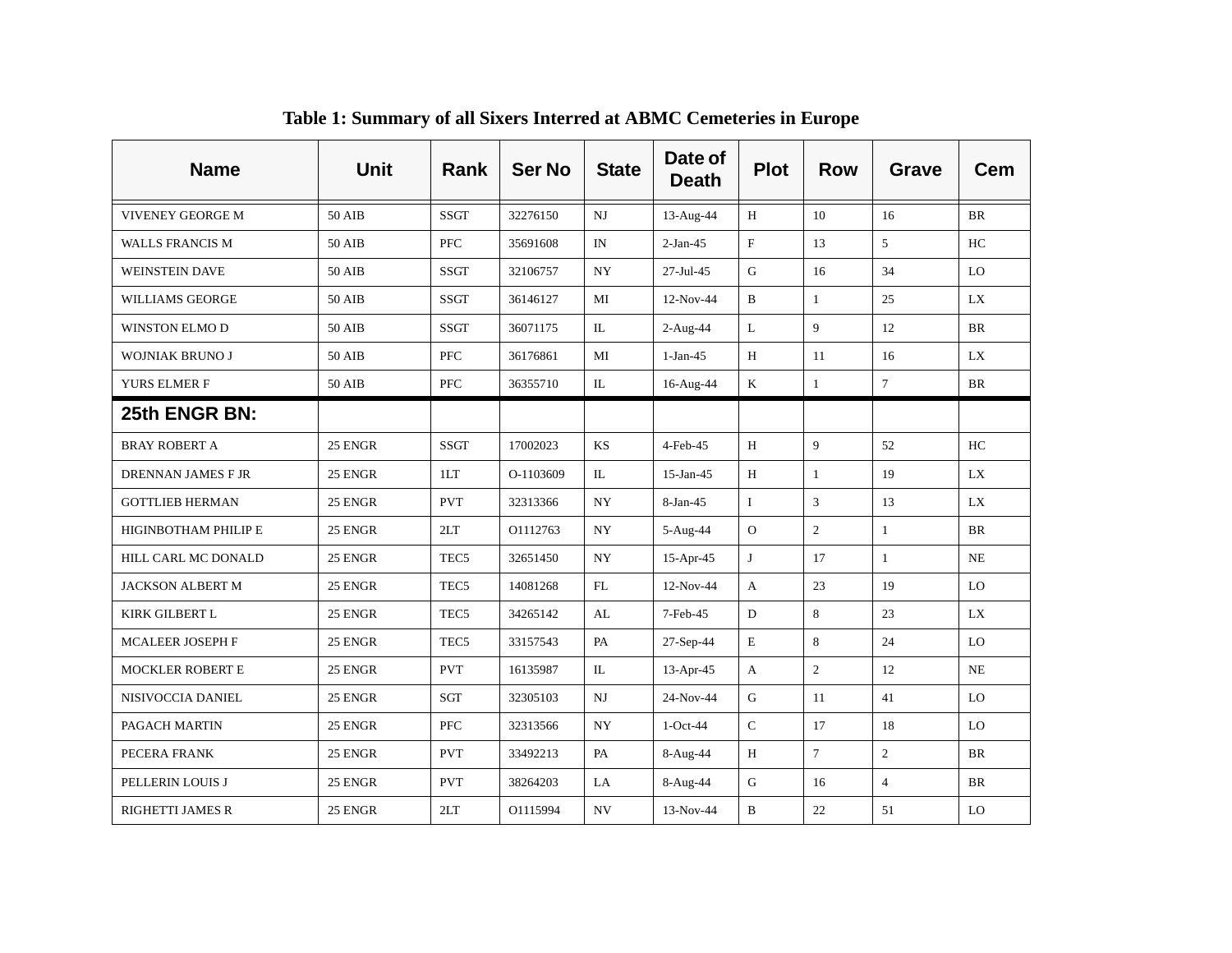**Table 1: Summary of all Sixers Interred at ABMC Cemeteries in Europe**

| Name | Unit | Rank | Ser No | State | Date of Death | Plot | Row | Grave | Cem |
|---|---|---|---|---|---|---|---|---|---|
| VIVENEY GEORGE M | 50 AIB | SSGT | 32276150 | NJ | 13-Aug-44 | H | 10 | 16 | BR |
| WALLS FRANCIS M | 50 AIB | PFC | 35691608 | IN | 2-Jan-45 | F | 13 | 5 | HC |
| WEINSTEIN DAVE | 50 AIB | SSGT | 32106757 | NY | 27-Jul-45 | G | 16 | 34 | LO |
| WILLIAMS GEORGE | 50 AIB | SSGT | 36146127 | MI | 12-Nov-44 | B | 1 | 25 | LX |
| WINSTON ELMO D | 50 AIB | SSGT | 36071175 | IL | 2-Aug-44 | L | 9 | 12 | BR |
| WOJNIAK BRUNO J | 50 AIB | PFC | 36176861 | MI | 1-Jan-45 | H | 11 | 16 | LX |
| YURS ELMER F | 50 AIB | PFC | 36355710 | IL | 16-Aug-44 | K | 1 | 7 | BR |
| **25th ENGR BN:** | | | | | | | | | |
| BRAY ROBERT A | 25 ENGR | SSGT | 17002023 | KS | 4-Feb-45 | H | 9 | 52 | HC |
| DRENNAN JAMES F JR | 25 ENGR | 1LT | O-1103609 | IL | 15-Jan-45 | H | 1 | 19 | LX |
| GOTTLIEB HERMAN | 25 ENGR | PVT | 32313366 | NY | 8-Jan-45 | I | 3 | 13 | LX |
| HIGINBOTHAM PHILIP E | 25 ENGR | 2LT | O1112763 | NY | 5-Aug-44 | O | 2 | 1 | BR |
| HILL CARL MC DONALD | 25 ENGR | TEC5 | 32651450 | NY | 15-Apr-45 | J | 17 | 1 | NE |
| JACKSON ALBERT M | 25 ENGR | TEC5 | 14081268 | FL | 12-Nov-44 | A | 23 | 19 | LO |
| KIRK GILBERT L | 25 ENGR | TEC5 | 34265142 | AL | 7-Feb-45 | D | 8 | 23 | LX |
| MCALEER JOSEPH F | 25 ENGR | TEC5 | 33157543 | PA | 27-Sep-44 | E | 8 | 24 | LO |
| MOCKLER ROBERT E | 25 ENGR | PVT | 16135987 | IL | 13-Apr-45 | A | 2 | 12 | NE |
| NISIVOCCIA DANIEL | 25 ENGR | SGT | 32305103 | NJ | 24-Nov-44 | G | 11 | 41 | LO |
| PAGACH MARTIN | 25 ENGR | PFC | 32313566 | NY | 1-Oct-44 | C | 17 | 18 | LO |
| PECERA FRANK | 25 ENGR | PVT | 33492213 | PA | 8-Aug-44 | H | 7 | 2 | BR |
| PELLERIN LOUIS J | 25 ENGR | PVT | 38264203 | LA | 8-Aug-44 | G | 16 | 4 | BR |
| RIGHETTI JAMES R | 25 ENGR | 2LT | O1115994 | NV | 13-Nov-44 | B | 22 | 51 | LO |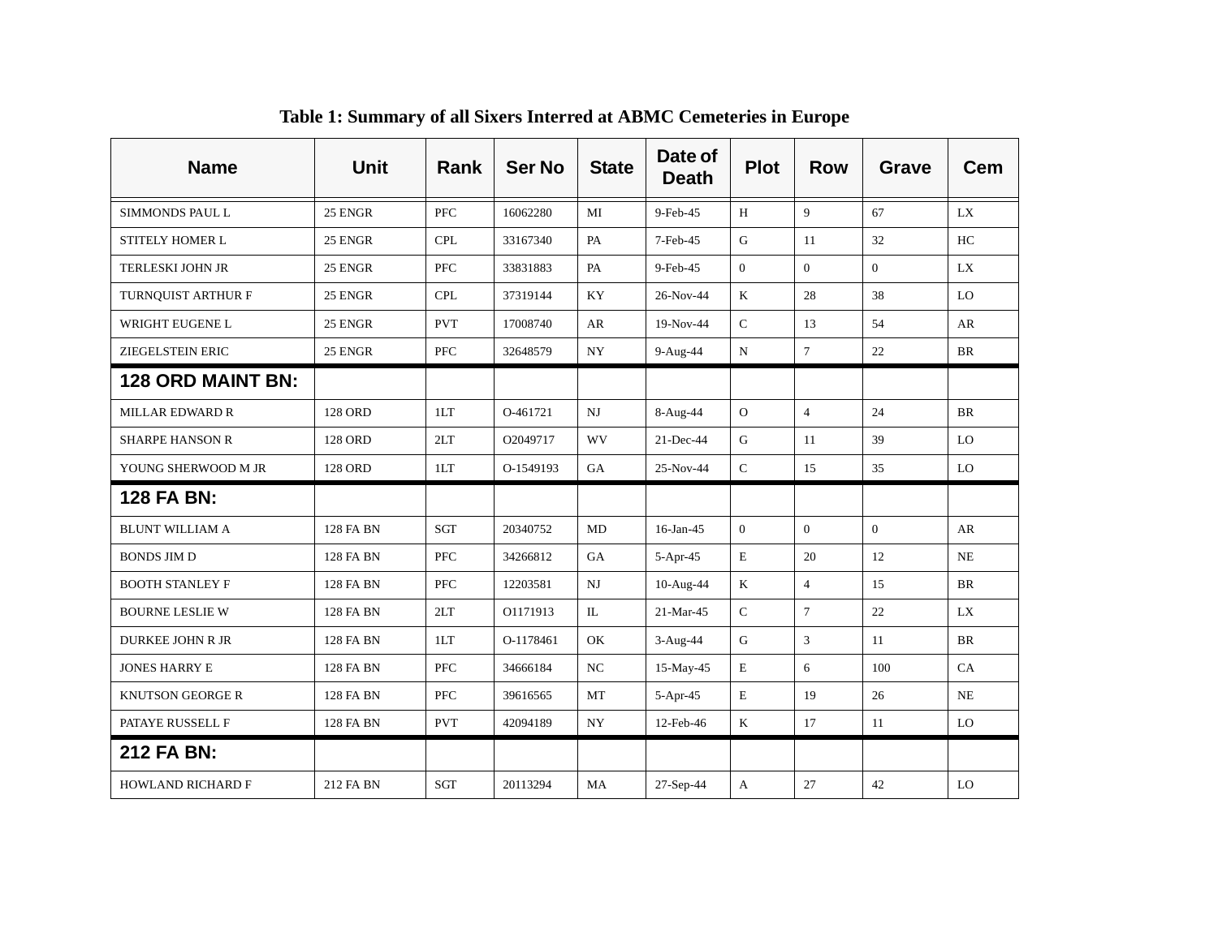**Table 1: Summary of all Sixers Interred at ABMC Cemeteries in Europe**

| Name | Unit | Rank | Ser No | State | Date of Death | Plot | Row | Grave | Cem |
|---|---|---|---|---|---|---|---|---|---|
| SIMMONDS PAUL L | 25 ENGR | PFC | 16062280 | MI | 9-Feb-45 | H | 9 | 67 | LX |
| STITELY HOMER L | 25 ENGR | CPL | 33167340 | PA | 7-Feb-45 | G | 11 | 32 | HC |
| TERLESKI JOHN JR | 25 ENGR | PFC | 33831883 | PA | 9-Feb-45 | 0 | 0 | 0 | LX |
| TURNQUIST ARTHUR F | 25 ENGR | CPL | 37319144 | KY | 26-Nov-44 | K | 28 | 38 | LO |
| WRIGHT EUGENE L | 25 ENGR | PVT | 17008740 | AR | 19-Nov-44 | C | 13 | 54 | AR |
| ZIEGELSTEIN ERIC | 25 ENGR | PFC | 32648579 | NY | 9-Aug-44 | N | 7 | 22 | BR |
| **128 ORD MAINT BN:** | | | | | | | | | |
| MILLAR EDWARD R | 128 ORD | 1LT | O-461721 | NJ | 8-Aug-44 | O | 4 | 24 | BR |
| SHARPE HANSON R | 128 ORD | 2LT | O2049717 | WV | 21-Dec-44 | G | 11 | 39 | LO |
| YOUNG SHERWOOD M JR | 128 ORD | 1LT | O-1549193 | GA | 25-Nov-44 | C | 15 | 35 | LO |
| **128 FA BN:** | | | | | | | | | |
| BLUNT WILLIAM A | 128 FA BN | SGT | 20340752 | MD | 16-Jan-45 | 0 | 0 | 0 | AR |
| BONDS JIM D | 128 FA BN | PFC | 34266812 | GA | 5-Apr-45 | E | 20 | 12 | NE |
| BOOTH STANLEY F | 128 FA BN | PFC | 12203581 | NJ | 10-Aug-44 | K | 4 | 15 | BR |
| BOURNE LESLIE W | 128 FA BN | 2LT | O1171913 | IL | 21-Mar-45 | C | 7 | 22 | LX |
| DURKEE JOHN R JR | 128 FA BN | 1LT | O-1178461 | OK | 3-Aug-44 | G | 3 | 11 | BR |
| JONES HARRY E | 128 FA BN | PFC | 34666184 | NC | 15-May-45 | E | 6 | 100 | CA |
| KNUTSON GEORGE R | 128 FA BN | PFC | 39616565 | MT | 5-Apr-45 | E | 19 | 26 | NE |
| PATAYE RUSSELL F | 128 FA BN | PVT | 42094189 | NY | 12-Feb-46 | K | 17 | 11 | LO |
| **212 FA BN:** | | | | | | | | | |
| HOWLAND RICHARD F | 212 FA BN | SGT | 20113294 | MA | 27-Sep-44 | A | 27 | 42 | LO |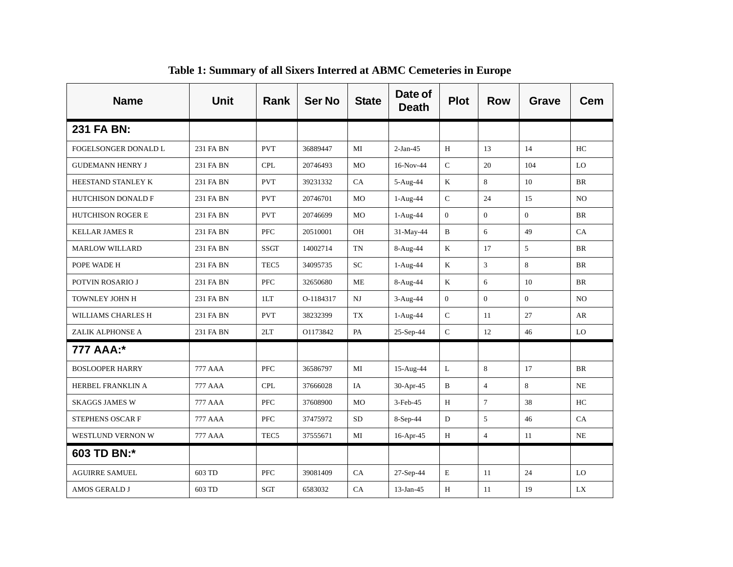**Table 1: Summary of all Sixers Interred at ABMC Cemeteries in Europe**

| Name | Unit | Rank | Ser No | State | Date of Death | Plot | Row | Grave | Cem |
|---|---|---|---|---|---|---|---|---|---|
| **231 FA BN:** | | | | | | | | | |
| FOGELSONGER DONALD L | 231 FA BN | PVT | 36889447 | MI | 2-Jan-45 | H | 13 | 14 | HC |
| GUDEMANN HENRY J | 231 FA BN | CPL | 20746493 | MO | 16-Nov-44 | C | 20 | 104 | LO |
| HEESTAND STANLEY K | 231 FA BN | PVT | 39231332 | CA | 5-Aug-44 | K | 8 | 10 | BR |
| HUTCHISON DONALD F | 231 FA BN | PVT | 20746701 | MO | 1-Aug-44 | C | 24 | 15 | NO |
| HUTCHISON ROGER E | 231 FA BN | PVT | 20746699 | MO | 1-Aug-44 | 0 | 0 | 0 | BR |
| KELLAR JAMES R | 231 FA BN | PFC | 20510001 | OH | 31-May-44 | B | 6 | 49 | CA |
| MARLOW WILLARD | 231 FA BN | SSGT | 14002714 | TN | 8-Aug-44 | K | 17 | 5 | BR |
| POPE WADE H | 231 FA BN | TEC5 | 34095735 | SC | 1-Aug-44 | K | 3 | 8 | BR |
| POTVIN ROSARIO J | 231 FA BN | PFC | 32650680 | ME | 8-Aug-44 | K | 6 | 10 | BR |
| TOWNLEY JOHN H | 231 FA BN | 1LT | O-1184317 | NJ | 3-Aug-44 | 0 | 0 | 0 | NO |
| WILLIAMS CHARLES H | 231 FA BN | PVT | 38232399 | TX | 1-Aug-44 | C | 11 | 27 | AR |
| ZALIK ALPHONSE A | 231 FA BN | 2LT | O1173842 | PA | 25-Sep-44 | C | 12 | 46 | LO |
| **777 AAA:*** | | | | | | | | | |
| BOSLOOPER HARRY | 777 AAA | PFC | 36586797 | MI | 15-Aug-44 | L | 8 | 17 | BR |
| HERBEL FRANKLIN A | 777 AAA | CPL | 37666028 | IA | 30-Apr-45 | B | 4 | 8 | NE |
| SKAGGS JAMES W | 777 AAA | PFC | 37608900 | MO | 3-Feb-45 | H | 7 | 38 | HC |
| STEPHENS OSCAR F | 777 AAA | PFC | 37475972 | SD | 8-Sep-44 | D | 5 | 46 | CA |
| WESTLUND VERNON W | 777 AAA | TEC5 | 37555671 | MI | 16-Apr-45 | H | 4 | 11 | NE |
| **603 TD BN:*** | | | | | | | | | |
| AGUIRRE SAMUEL | 603 TD | PFC | 39081409 | CA | 27-Sep-44 | E | 11 | 24 | LO |
| AMOS GERALD J | 603 TD | SGT | 6583032 | CA | 13-Jan-45 | H | 11 | 19 | LX |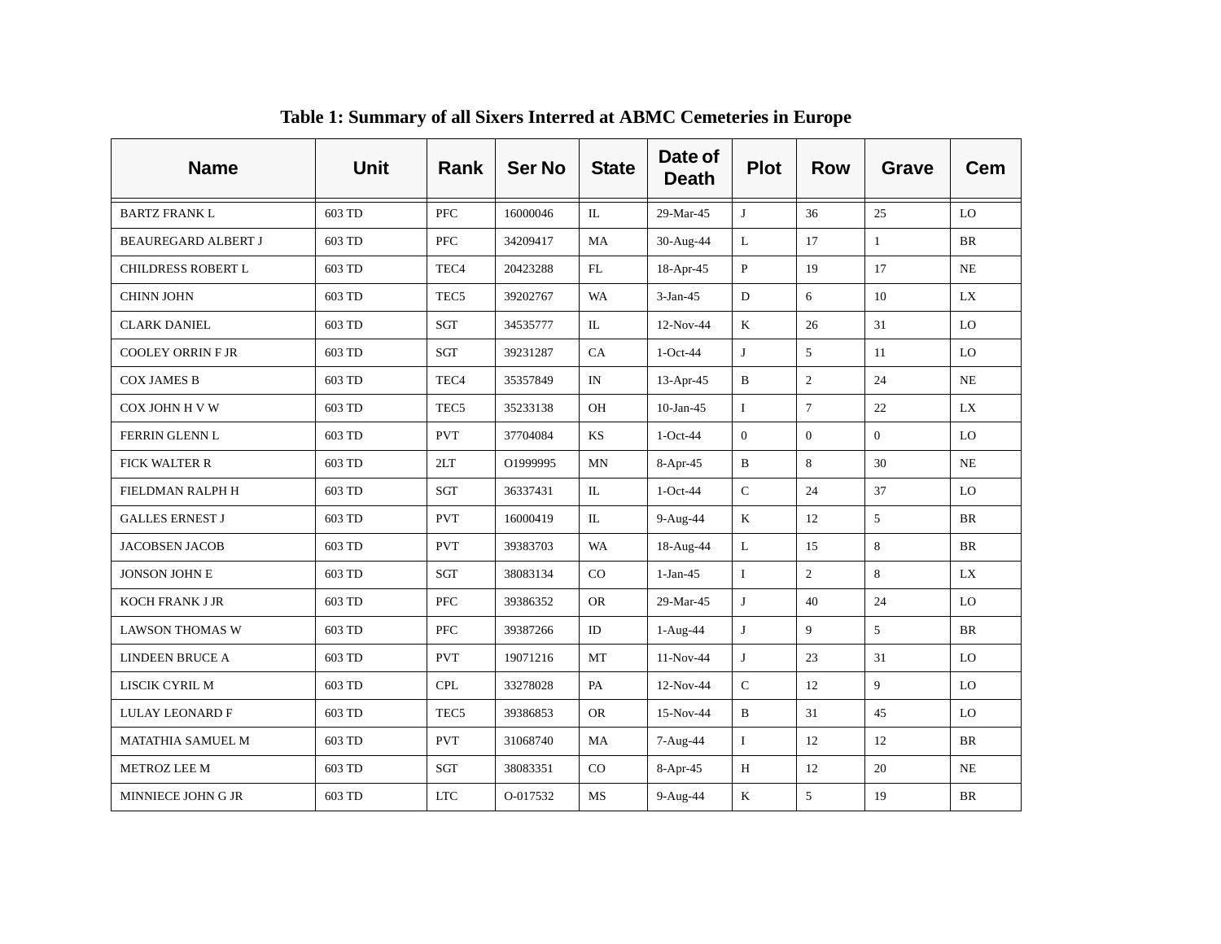**Table 1: Summary of all Sixers Interred at ABMC Cemeteries in Europe**

| Name | Unit | Rank | Ser No | State | Date of Death | Plot | Row | Grave | Cem |
|---|---|---|---|---|---|---|---|---|---|
| BARTZ FRANK L | 603 TD | PFC | 16000046 | IL | 29-Mar-45 | J | 36 | 25 | LO |
| BEAUREGARD ALBERT J | 603 TD | PFC | 34209417 | MA | 30-Aug-44 | L | 17 | 1 | BR |
| CHILDRESS ROBERT L | 603 TD | TEC4 | 20423288 | FL | 18-Apr-45 | P | 19 | 17 | NE |
| CHINN JOHN | 603 TD | TEC5 | 39202767 | WA | 3-Jan-45 | D | 6 | 10 | LX |
| CLARK DANIEL | 603 TD | SGT | 34535777 | IL | 12-Nov-44 | K | 26 | 31 | LO |
| COOLEY ORRIN F JR | 603 TD | SGT | 39231287 | CA | 1-Oct-44 | J | 5 | 11 | LO |
| COX JAMES B | 603 TD | TEC4 | 35357849 | IN | 13-Apr-45 | B | 2 | 24 | NE |
| COX JOHN H V W | 603 TD | TEC5 | 35233138 | OH | 10-Jan-45 | I | 7 | 22 | LX |
| FERRIN GLENN L | 603 TD | PVT | 37704084 | KS | 1-Oct-44 | 0 | 0 | 0 | LO |
| FICK WALTER R | 603 TD | 2LT | O1999995 | MN | 8-Apr-45 | B | 8 | 30 | NE |
| FIELDMAN RALPH H | 603 TD | SGT | 36337431 | IL | 1-Oct-44 | C | 24 | 37 | LO |
| GALLES ERNEST J | 603 TD | PVT | 16000419 | IL | 9-Aug-44 | K | 12 | 5 | BR |
| JACOBSEN JACOB | 603 TD | PVT | 39383703 | WA | 18-Aug-44 | L | 15 | 8 | BR |
| JONSON JOHN E | 603 TD | SGT | 38083134 | CO | 1-Jan-45 | I | 2 | 8 | LX |
| KOCH FRANK J JR | 603 TD | PFC | 39386352 | OR | 29-Mar-45 | J | 40 | 24 | LO |
| LAWSON THOMAS W | 603 TD | PFC | 39387266 | ID | 1-Aug-44 | J | 9 | 5 | BR |
| LINDEEN BRUCE A | 603 TD | PVT | 19071216 | MT | 11-Nov-44 | J | 23 | 31 | LO |
| LISCIK CYRIL M | 603 TD | CPL | 33278028 | PA | 12-Nov-44 | C | 12 | 9 | LO |
| LULAY LEONARD F | 603 TD | TEC5 | 39386853 | OR | 15-Nov-44 | B | 31 | 45 | LO |
| MATATHIA SAMUEL M | 603 TD | PVT | 31068740 | MA | 7-Aug-44 | I | 12 | 12 | BR |
| METROZ LEE M | 603 TD | SGT | 38083351 | CO | 8-Apr-45 | H | 12 | 20 | NE |
| MINNIECE JOHN G JR | 603 TD | LTC | O-017532 | MS | 9-Aug-44 | K | 5 | 19 | BR |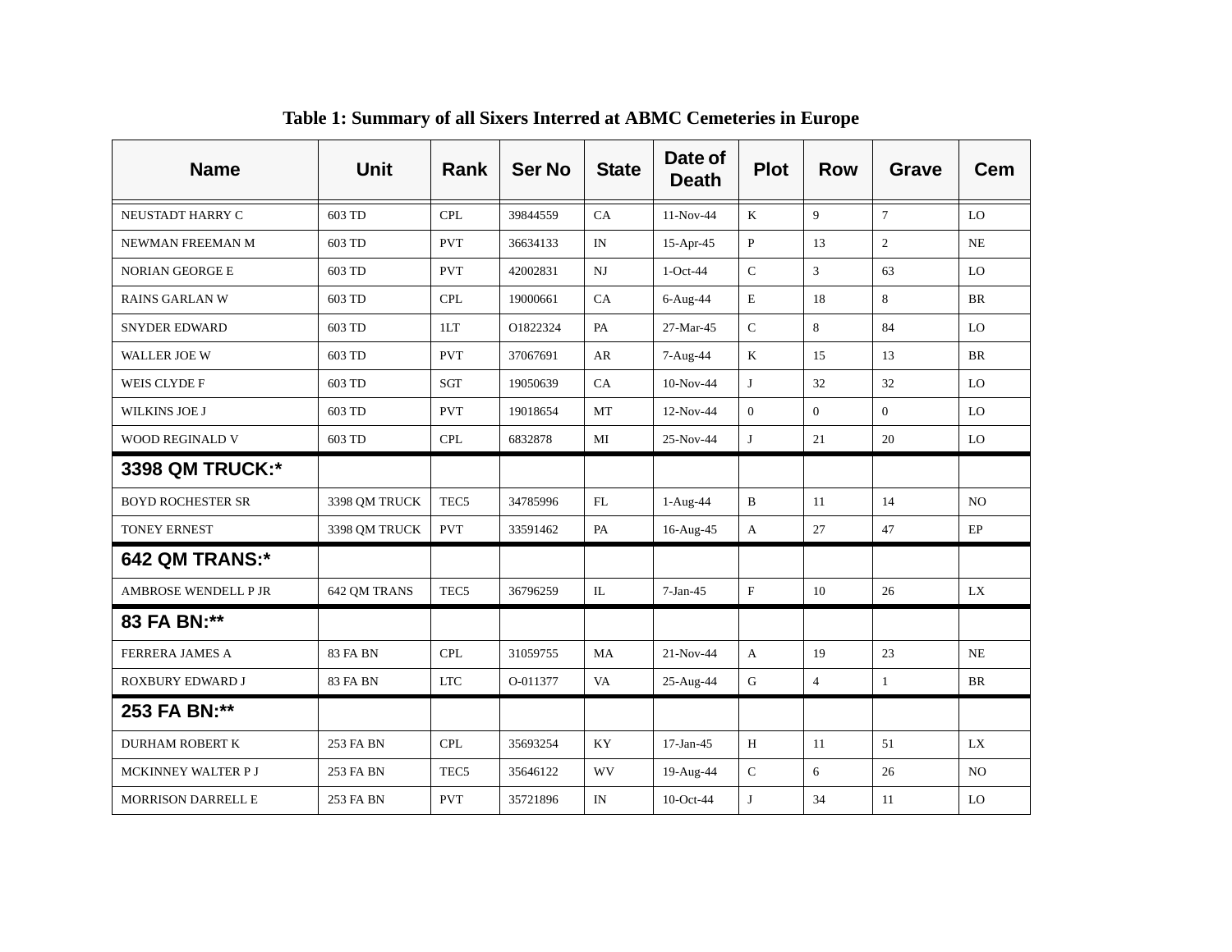**Table 1: Summary of all Sixers Interred at ABMC Cemeteries in Europe**

| Name | Unit | Rank | Ser No | State | Date of Death | Plot | Row | Grave | Cem |
|---|---|---|---|---|---|---|---|---|---|
| NEUSTADT HARRY C | 603 TD | CPL | 39844559 | CA | 11-Nov-44 | K | 9 | 7 | LO |
| NEWMAN FREEMAN M | 603 TD | PVT | 36634133 | IN | 15-Apr-45 | P | 13 | 2 | NE |
| NORIAN GEORGE E | 603 TD | PVT | 42002831 | NJ | 1-Oct-44 | C | 3 | 63 | LO |
| RAINS GARLAN W | 603 TD | CPL | 19000661 | CA | 6-Aug-44 | E | 18 | 8 | BR |
| SNYDER EDWARD | 603 TD | 1LT | O1822324 | PA | 27-Mar-45 | C | 8 | 84 | LO |
| WALLER JOE W | 603 TD | PVT | 37067691 | AR | 7-Aug-44 | K | 15 | 13 | BR |
| WEIS CLYDE F | 603 TD | SGT | 19050639 | CA | 10-Nov-44 | J | 32 | 32 | LO |
| WILKINS JOE J | 603 TD | PVT | 19018654 | MT | 12-Nov-44 | 0 | 0 | 0 | LO |
| WOOD REGINALD V | 603 TD | CPL | 6832878 | MI | 25-Nov-44 | J | 21 | 20 | LO |
| **3398 QM TRUCK:*** | | | | | | | | | |
| BOYD ROCHESTER SR | 3398 QM TRUCK | TEC5 | 34785996 | FL | 1-Aug-44 | B | 11 | 14 | NO |
| TONEY ERNEST | 3398 QM TRUCK | PVT | 33591462 | PA | 16-Aug-45 | A | 27 | 47 | EP |
| **642 QM TRANS:*** | | | | | | | | | |
| AMBROSE WENDELL P JR | 642 QM TRANS | TEC5 | 36796259 | IL | 7-Jan-45 | F | 10 | 26 | LX |
| **83 FA BN:**** | | | | | | | | | |
| FERRERA JAMES A | 83 FA BN | CPL | 31059755 | MA | 21-Nov-44 | A | 19 | 23 | NE |
| ROXBURY EDWARD J | 83 FA BN | LTC | O-011377 | VA | 25-Aug-44 | G | 4 | 1 | BR |
| **253 FA BN:**** | | | | | | | | | |
| DURHAM ROBERT K | 253 FA BN | CPL | 35693254 | KY | 17-Jan-45 | H | 11 | 51 | LX |
| MCKINNEY WALTER P J | 253 FA BN | TEC5 | 35646122 | WV | 19-Aug-44 | C | 6 | 26 | NO |
| MORRISON DARRELL E | 253 FA BN | PVT | 35721896 | IN | 10-Oct-44 | J | 34 | 11 | LO |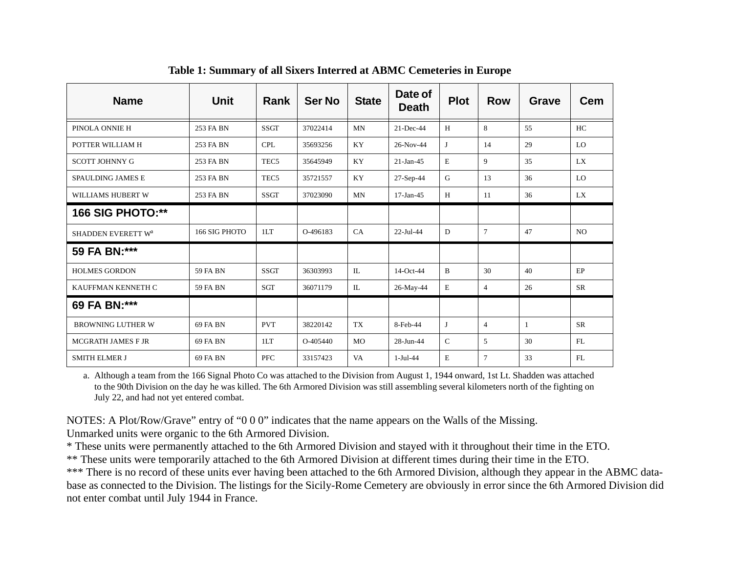**Table 1: Summary of all Sixers Interred at ABMC Cemeteries in Europe**

| Name | Unit | Rank | Ser No | State | Date of Death | Plot | Row | Grave | Cem |
|---|---|---|---|---|---|---|---|---|---|
| PINOLA ONNIE H | 253 FA BN | SSGT | 37022414 | MN | 21-Dec-44 | H | 8 | 55 | HC |
| POTTER WILLIAM H | 253 FA BN | CPL | 35693256 | KY | 26-Nov-44 | J | 14 | 29 | LO |
| SCOTT JOHNNY G | 253 FA BN | TEC5 | 35645949 | KY | 21-Jan-45 | E | 9 | 35 | LX |
| SPAULDING JAMES E | 253 FA BN | TEC5 | 35721557 | KY | 27-Sep-44 | G | 13 | 36 | LO |
| WILLIAMS HUBERT W | 253 FA BN | SSGT | 37023090 | MN | 17-Jan-45 | H | 11 | 36 | LX |
| **166 SIG PHOTO:**** | | | | | | | | | |
| SHADDEN EVERETT W[a] | 166 SIG PHOTO | 1LT | O-496183 | CA | 22-Jul-44 | D | 7 | 47 | NO |
| **59 FA BN:***** | | | | | | | | | |
| HOLMES GORDON | 59 FA BN | SSGT | 36303993 | IL | 14-Oct-44 | B | 30 | 40 | EP |
| KAUFFMAN KENNETH C | 59 FA BN | SGT | 36071179 | IL | 26-May-44 | E | 4 | 26 | SR |
| **69 FA BN:***** | | | | | | | | | |
| BROWNING LUTHER W | 69 FA BN | PVT | 38220142 | TX | 8-Feb-44 | J | 4 | 1 | SR |
| MCGRATH JAMES F JR | 69 FA BN | 1LT | O-405440 | MO | 28-Jun-44 | C | 5 | 30 | FL |
| SMITH ELMER J | 69 FA BN | PFC | 33157423 | VA | 1-Jul-44 | E | 7 | 33 | FL |

a. Although a team from the 166 Signal Photo Co was attached to the Division from August 1, 1944 onward, 1st Lt. Shadden was attached to the 90th Division on the day he was killed. The 6th Armored Division was still assembling several kilometers north of the fighting on July 22, and had not yet entered combat.

NOTES: A Plot/Row/Grave" entry of "0 0 0" indicates that the name appears on the Walls of the Missing.
Unmarked units were organic to the 6th Armored Division.
* These units were permanently attached to the 6th Armored Division and stayed with it throughout their time in the ETO.
** These units were temporarily attached to the 6th Armored Division at different times during their time in the ETO.
*** There is no record of these units ever having been attached to the 6th Armored Division, although they appear in the ABMC database as connected to the Division. The listings for the Sicily-Rome Cemetery are obviously in error since the 6th Armored Division did not enter combat until July 1944 in France.